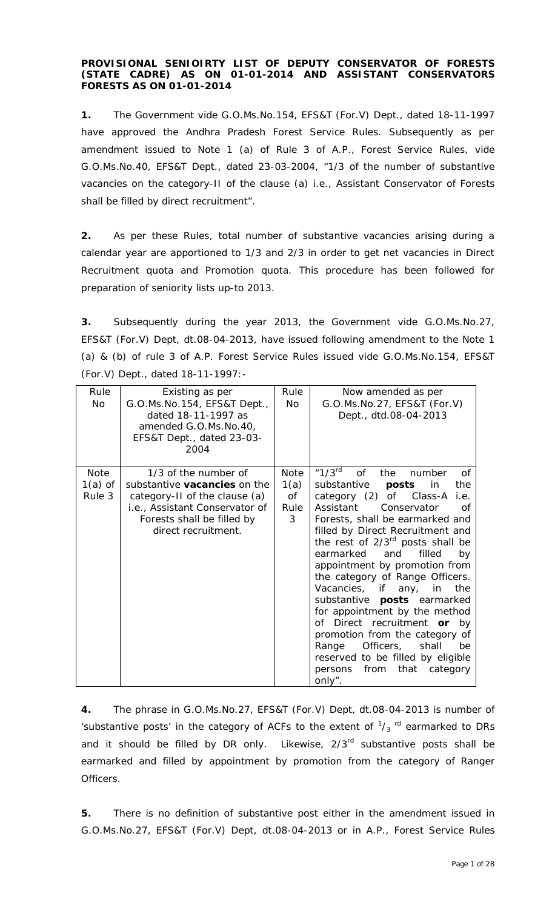**PROVISIONAL SENIOIRTY LIST OF DEPUTY CONSERVATOR OF FORESTS (STATE CADRE) AS ON 01-01-2014 AND ASSISTANT CONSERVATORS FORESTS AS ON 01-01-2014**

**1.** The Government vide G.O.Ms.No.154, EFS&T (For.V) Dept., dated 18-11-1997 have approved the Andhra Pradesh Forest Service Rules. Subsequently as per amendment issued to Note 1 (a) of Rule 3 of A.P., Forest Service Rules, vide G.O.Ms.No.40, EFS&T Dept., dated 23-03-2004, "1/3 of the number of substantive vacancies on the category-II of the clause (a) i.e., Assistant Conservator of Forests shall be filled by direct recruitment".

**2.** As per these Rules, total number of substantive vacancies arising during a calendar year are apportioned to 1/3 and 2/3 in order to get net vacancies in Direct Recruitment quota and Promotion quota. This procedure has been followed for preparation of seniority lists up-to 2013.

**3.** Subsequently during the year 2013, the Government vide G.O.Ms.No.27, EFS&T (For.V) Dept, dt.08-04-2013, have issued following amendment to the Note 1 (a) & (b) of rule 3 of A.P. Forest Service Rules issued vide G.O.Ms.No.154, EFS&T (For.V) Dept., dated 18-11-1997:-

| Rule No | Existing as per G.O.Ms.No.154, EFS&T Dept., dated 18-11-1997 as amended G.O.Ms.No.40, EFS&T Dept., dated 23-03-2004 | Rule No. | Now amended as per G.O.Ms.No.27, EFS&T (For.V) Dept., dtd.08-04-2013 |
|---|---|---|---|
| Note 1(a) of Rule 3 | 1/3 of the number of substantive **vacancies** on the category-II of the clause (a) i.e., Assistant Conservator of Forests shall be filled by direct recruitment. | Note 1(a) of Rule 3 | "1/3[rd] of the number of substantive **posts** in the category (2) of Class-A i.e. Assistant Conservator of Forests, shall be earmarked and filled by Direct Recruitment and the rest of 2/3[rd] posts shall be earmarked and filled by appointment by promotion from the category of Range Officers. Vacancies, if any, in the substantive **posts** earmarked for appointment by the method of Direct recruitment **or** by promotion from the category of Range Officers, shall be reserved to be filled by eligible persons from that category only". |

**4.** The phrase in G.O.Ms.No.27, EFS&T (For.V) Dept, dt.08-04-2013 is number of 'substantive posts' in the category of ACFs to the extent of $^{1}/_{3}$ [rd] earmarked to DRs and it should be filled by DR only. Likewise, 2/3[rd] substantive posts shall be earmarked and filled by appointment by promotion from the category of Ranger Officers.

**5.** There is no definition of substantive post either in the amendment issued in G.O.Ms.No.27, EFS&T (For.V) Dept, dt.08-04-2013 or in A.P., Forest Service Rules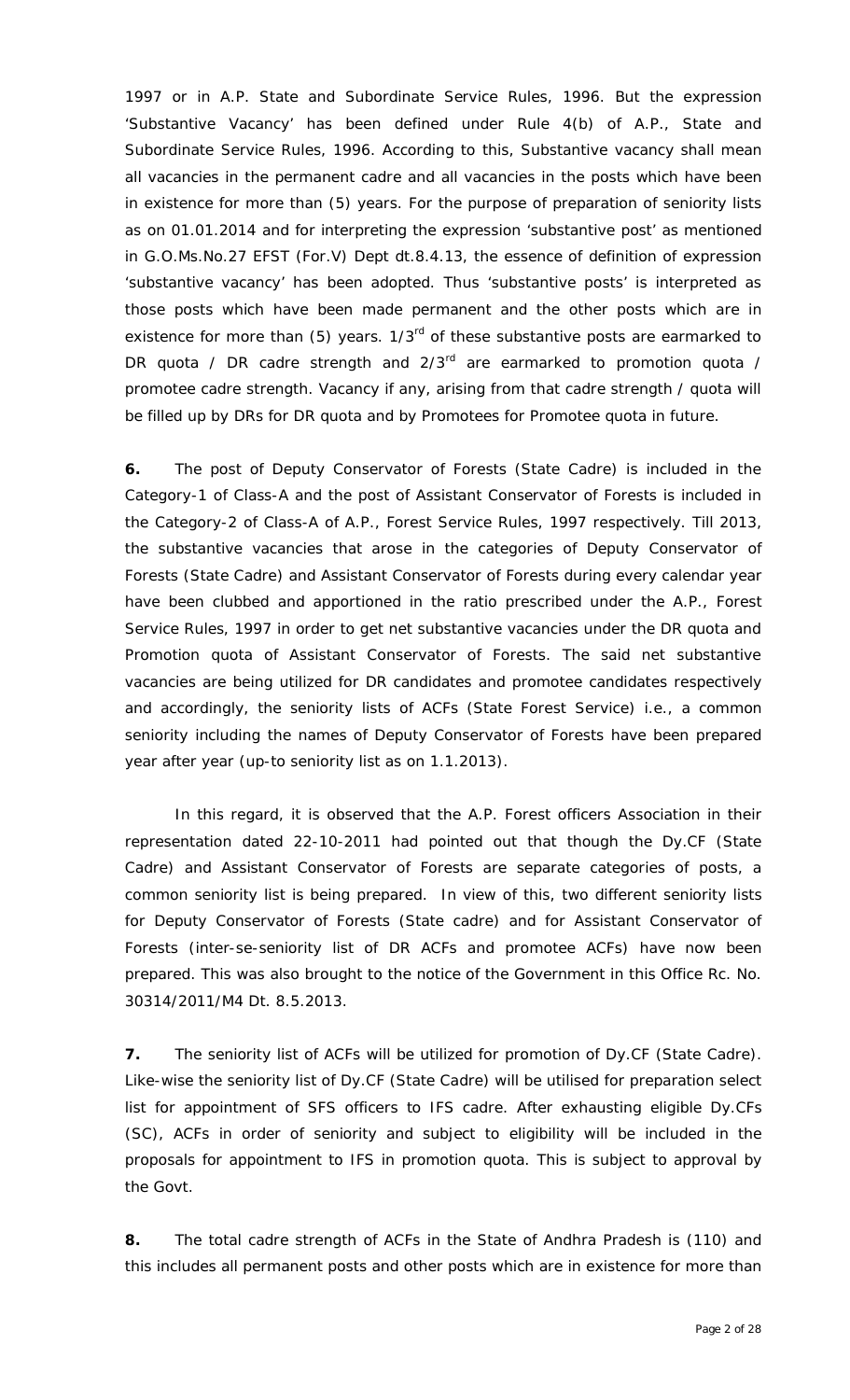1997 or in A.P. State and Subordinate Service Rules, 1996. But the expression 'Substantive Vacancy' has been defined under Rule 4(b) of A.P., State and Subordinate Service Rules, 1996. According to this, Substantive vacancy shall mean all vacancies in the permanent cadre and all vacancies in the posts which have been in existence for more than (5) years. For the purpose of preparation of seniority lists as on 01.01.2014 and for interpreting the expression 'substantive post' as mentioned in G.O.Ms.No.27 EFST (For.V) Dept dt.8.4.13, the essence of definition of expression 'substantive vacancy' has been adopted. Thus 'substantive posts' is interpreted as those posts which have been made permanent and the other posts which are in existence for more than (5) years. 1/3rd of these substantive posts are earmarked to DR quota / DR cadre strength and 2/3rd are earmarked to promotion quota / promotee cadre strength. Vacancy if any, arising from that cadre strength / quota will be filled up by DRs for DR quota and by Promotees for Promotee quota in future.

**6.** The post of Deputy Conservator of Forests (State Cadre) is included in the Category-1 of Class-A and the post of Assistant Conservator of Forests is included in the Category-2 of Class-A of A.P., Forest Service Rules, 1997 respectively. Till 2013, the substantive vacancies that arose in the categories of Deputy Conservator of Forests (State Cadre) and Assistant Conservator of Forests during every calendar year have been clubbed and apportioned in the ratio prescribed under the A.P., Forest Service Rules, 1997 in order to get net substantive vacancies under the DR quota and Promotion quota of Assistant Conservator of Forests. The said net substantive vacancies are being utilized for DR candidates and promotee candidates respectively and accordingly, the seniority lists of ACFs (State Forest Service) i.e., a common seniority including the names of Deputy Conservator of Forests have been prepared year after year (up-to seniority list as on 1.1.2013).

In this regard, it is observed that the A.P. Forest officers Association in their representation dated 22-10-2011 had pointed out that though the Dy.CF (State Cadre) and Assistant Conservator of Forests are separate categories of posts, a common seniority list is being prepared. In view of this, two different seniority lists for Deputy Conservator of Forests (State cadre) and for Assistant Conservator of Forests (inter-se-seniority list of DR ACFs and promotee ACFs) have now been prepared. This was also brought to the notice of the Government in this Office Rc. No. 30314/2011/M4 Dt. 8.5.2013.

**7.** The seniority list of ACFs will be utilized for promotion of Dy.CF (State Cadre). Like-wise the seniority list of Dy.CF (State Cadre) will be utilised for preparation select list for appointment of SFS officers to IFS cadre. After exhausting eligible Dy.CFs (SC), ACFs in order of seniority and subject to eligibility will be included in the proposals for appointment to IFS in promotion quota. This is subject to approval by the Govt.

**8.** The total cadre strength of ACFs in the State of Andhra Pradesh is (110) and this includes all permanent posts and other posts which are in existence for more than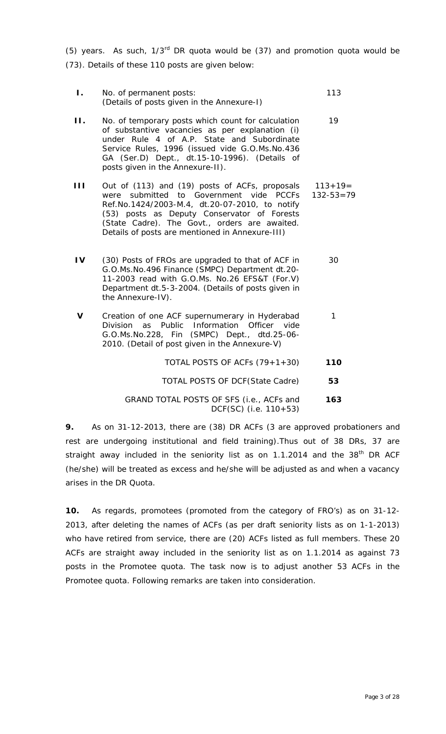(5) years. As such, $1/3^{rd}$ DR quota would be (37) and promotion quota would be (73). Details of these 110 posts are given below:

| | | |
|---|---|---|
| **I.** | No. of permanent posts: (Details of posts given in the Annexure-I) | 113 |
| **II.** | No. of temporary posts which count for calculation of substantive vacancies as per explanation (i) under Rule 4 of A.P. State and Subordinate Service Rules, 1996 (issued vide G.O.Ms.No.436 GA (Ser.D) Dept., dt.15-10-1996). (Details of posts given in the Annexure-II). | 19 |
| **III** | Out of (113) and (19) posts of ACFs, proposals were submitted to Government vide PCCFs Ref.No.1424/2003-M.4, dt.20-07-2010, to notify (53) posts as Deputy Conservator of Forests (State Cadre). The Govt., orders are awaited. Details of posts are mentioned in Annexure-III) | 113+19= 132-53=79 |
| **IV** | (30) Posts of FROs are upgraded to that of ACF in G.O.Ms.No.496 Finance (SMPC) Department dt.20-11-2003 read with G.O.Ms. No.26 EFS&T (For.V) Department dt.5-3-2004. (Details of posts given in the Annexure-IV). | 30 |
| **V** | Creation of one ACF supernumerary in Hyderabad Division as Public Information Officer vide G.O.Ms.No.228, Fin (SMPC) Dept., dtd.25-06-2010. (Detail of post given in the Annexure-V) | 1 |
| | TOTAL POSTS OF ACFs (79+1+30) | **110** |
| | TOTAL POSTS OF DCF(State Cadre) | **53** |
| | GRAND TOTAL POSTS OF SFS (i.e., ACFs and DCF(SC) (i.e. 110+53) | **163** |

**9.** As on 31-12-2013, there are (38) DR ACFs (3 are approved probationers and rest are undergoing institutional and field training).Thus out of 38 DRs, 37 are straight away included in the seniority list as on 1.1.2014 and the $38^{th}$ DR ACF (he/she) will be treated as excess and he/she will be adjusted as and when a vacancy arises in the DR Quota.

**10.** As regards, promotees (promoted from the category of FRO's) as on 31-12-2013, after deleting the names of ACFs (as per draft seniority lists as on 1-1-2013) who have retired from service, there are (20) ACFs listed as full members. These 20 ACFs are straight away included in the seniority list as on 1.1.2014 as against 73 posts in the Promotee quota. The task now is to adjust another 53 ACFs in the Promotee quota. Following remarks are taken into consideration.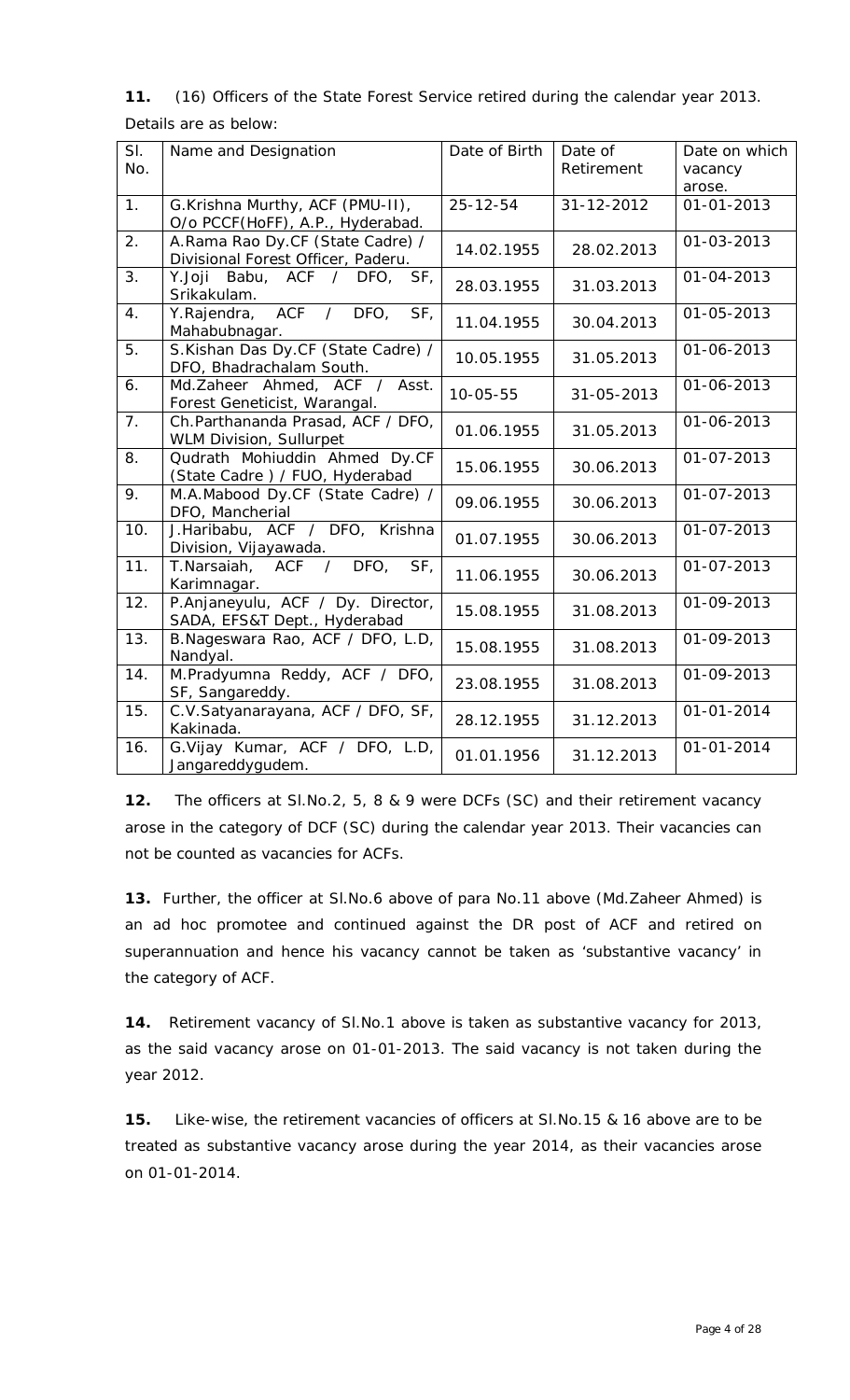**11.** (16) Officers of the State Forest Service retired during the calendar year 2013. Details are as below:

| Sl. No. | Name and Designation | Date of Birth | Date of Retirement | Date on which vacancy arose. |
|---|---|---|---|---|
| 1. | G.Krishna Murthy, ACF (PMU-II), O/o PCCF(HoFF), A.P., Hyderabad. | 25-12-54 | 31-12-2012 | 01-01-2013 |
| 2. | A.Rama Rao Dy.CF (State Cadre) / Divisional Forest Officer, Paderu. | 14.02.1955 | 28.02.2013 | 01-03-2013 |
| 3. | Y.Joji Babu, ACF / DFO, SF, Srikakulam. | 28.03.1955 | 31.03.2013 | 01-04-2013 |
| 4. | Y.Rajendra, ACF / DFO, SF, Mahabubnagar. | 11.04.1955 | 30.04.2013 | 01-05-2013 |
| 5. | S.Kishan Das Dy.CF (State Cadre) / DFO, Bhadrachalam South. | 10.05.1955 | 31.05.2013 | 01-06-2013 |
| 6. | Md.Zaheer Ahmed, ACF / Asst. Forest Geneticist, Warangal. | 10-05-55 | 31-05-2013 | 01-06-2013 |
| 7. | Ch.Parthananda Prasad, ACF / DFO, WLM Division, Sullurpet | 01.06.1955 | 31.05.2013 | 01-06-2013 |
| 8. | Qudrath Mohiuddin Ahmed Dy.CF (State Cadre ) / FUO, Hyderabad | 15.06.1955 | 30.06.2013 | 01-07-2013 |
| 9. | M.A.Mabood Dy.CF (State Cadre) / DFO, Mancherial | 09.06.1955 | 30.06.2013 | 01-07-2013 |
| 10. | J.Haribabu, ACF / DFO, Krishna Division, Vijayawada. | 01.07.1955 | 30.06.2013 | 01-07-2013 |
| 11. | T.Narsaiah, ACF / DFO, SF, Karimnagar. | 11.06.1955 | 30.06.2013 | 01-07-2013 |
| 12. | P.Anjaneyulu, ACF / Dy. Director, SADA, EFS&T Dept., Hyderabad | 15.08.1955 | 31.08.2013 | 01-09-2013 |
| 13. | B.Nageswara Rao, ACF / DFO, L.D, Nandyal. | 15.08.1955 | 31.08.2013 | 01-09-2013 |
| 14. | M.Pradyumna Reddy, ACF / DFO, SF, Sangareddy. | 23.08.1955 | 31.08.2013 | 01-09-2013 |
| 15. | C.V.Satyanarayana, ACF / DFO, SF, Kakinada. | 28.12.1955 | 31.12.2013 | 01-01-2014 |
| 16. | G.Vijay Kumar, ACF / DFO, L.D, Jangareddygudem. | 01.01.1956 | 31.12.2013 | 01-01-2014 |

**12.** The officers at Sl.No.2, 5, 8 & 9 were DCFs (SC) and their retirement vacancy arose in the category of DCF (SC) during the calendar year 2013. Their vacancies can not be counted as vacancies for ACFs.

**13.** Further, the officer at Sl.No.6 above of para No.11 above (Md.Zaheer Ahmed) is an ad hoc promotee and continued against the DR post of ACF and retired on superannuation and hence his vacancy cannot be taken as 'substantive vacancy' in the category of ACF.

**14.** Retirement vacancy of Sl.No.1 above is taken as substantive vacancy for 2013, as the said vacancy arose on 01-01-2013. The said vacancy is not taken during the year 2012.

**15.** Like-wise, the retirement vacancies of officers at Sl.No.15 & 16 above are to be treated as substantive vacancy arose during the year 2014, as their vacancies arose on 01-01-2014.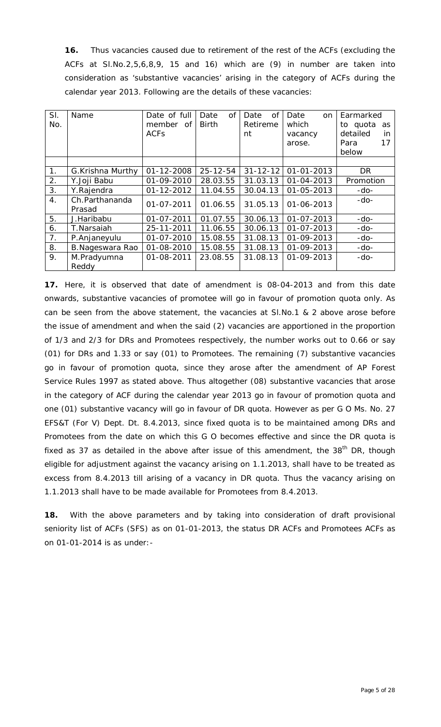**16.** Thus vacancies caused due to retirement of the rest of the ACFs (excluding the ACFs at Sl.No.2,5,6,8,9, 15 and 16) which are (9) in number are taken into consideration as 'substantive vacancies' arising in the category of ACFs during the calendar year 2013. Following are the details of these vacancies:

| Sl. No. | Name | Date of full member of ACFs | Date of Birth | Date of Retirement | Date on which vacancy arose. | Earmarked to quota as detailed in Para 17 below |
|---|---|---|---|---|---|---|
| | | | | | | |
| 1. | G.Krishna Murthy | 01-12-2008 | 25-12-54 | 31-12-12 | 01-01-2013 | DR |
| 2. | Y.Joji Babu | 01-09-2010 | 28.03.55 | 31.03.13 | 01-04-2013 | Promotion |
| 3. | Y.Rajendra | 01-12-2012 | 11.04.55 | 30.04.13 | 01-05-2013 | -do- |
| 4. | Ch.Parthananda Prasad | 01-07-2011 | 01.06.55 | 31.05.13 | 01-06-2013 | -do- |
| 5. | J.Haribabu | 01-07-2011 | 01.07.55 | 30.06.13 | 01-07-2013 | -do- |
| 6. | T.Narsaiah | 25-11-2011 | 11.06.55 | 30.06.13 | 01-07-2013 | -do- |
| 7. | P.Anjaneyulu | 01-07-2010 | 15.08.55 | 31.08.13 | 01-09-2013 | -do- |
| 8. | B.Nageswara Rao | 01-08-2010 | 15.08.55 | 31.08.13 | 01-09-2013 | -do- |
| 9. | M.Pradyumna Reddy | 01-08-2011 | 23.08.55 | 31.08.13 | 01-09-2013 | -do- |

**17.** Here, it is observed that date of amendment is 08-04-2013 and from this date onwards, substantive vacancies of promotee will go in favour of promotion quota only. As can be seen from the above statement, the vacancies at Sl.No.1 & 2 above arose before the issue of amendment and when the said (2) vacancies are apportioned in the proportion of 1/3 and 2/3 for DRs and Promotees respectively, the number works out to 0.66 or say (01) for DRs and 1.33 or say (01) to Promotees. The remaining (7) substantive vacancies go in favour of promotion quota, since they arose after the amendment of AP Forest Service Rules 1997 as stated above. Thus altogether (08) substantive vacancies that arose in the category of ACF during the calendar year 2013 go in favour of promotion quota and one (01) substantive vacancy will go in favour of DR quota. However as per G O Ms. No. 27 EFS&T (For V) Dept. Dt. 8.4.2013, since fixed quota is to be maintained among DRs and Promotees from the date on which this G O becomes effective and since the DR quota is fixed as 37 as detailed in the above after issue of this amendment, the 38th DR, though eligible for adjustment against the vacancy arising on 1.1.2013, shall have to be treated as excess from 8.4.2013 till arising of a vacancy in DR quota. Thus the vacancy arising on 1.1.2013 shall have to be made available for Promotees from 8.4.2013.

**18.** With the above parameters and by taking into consideration of draft provisional seniority list of ACFs (SFS) as on 01-01-2013, the status DR ACFs and Promotees ACFs as on 01-01-2014 is as under:-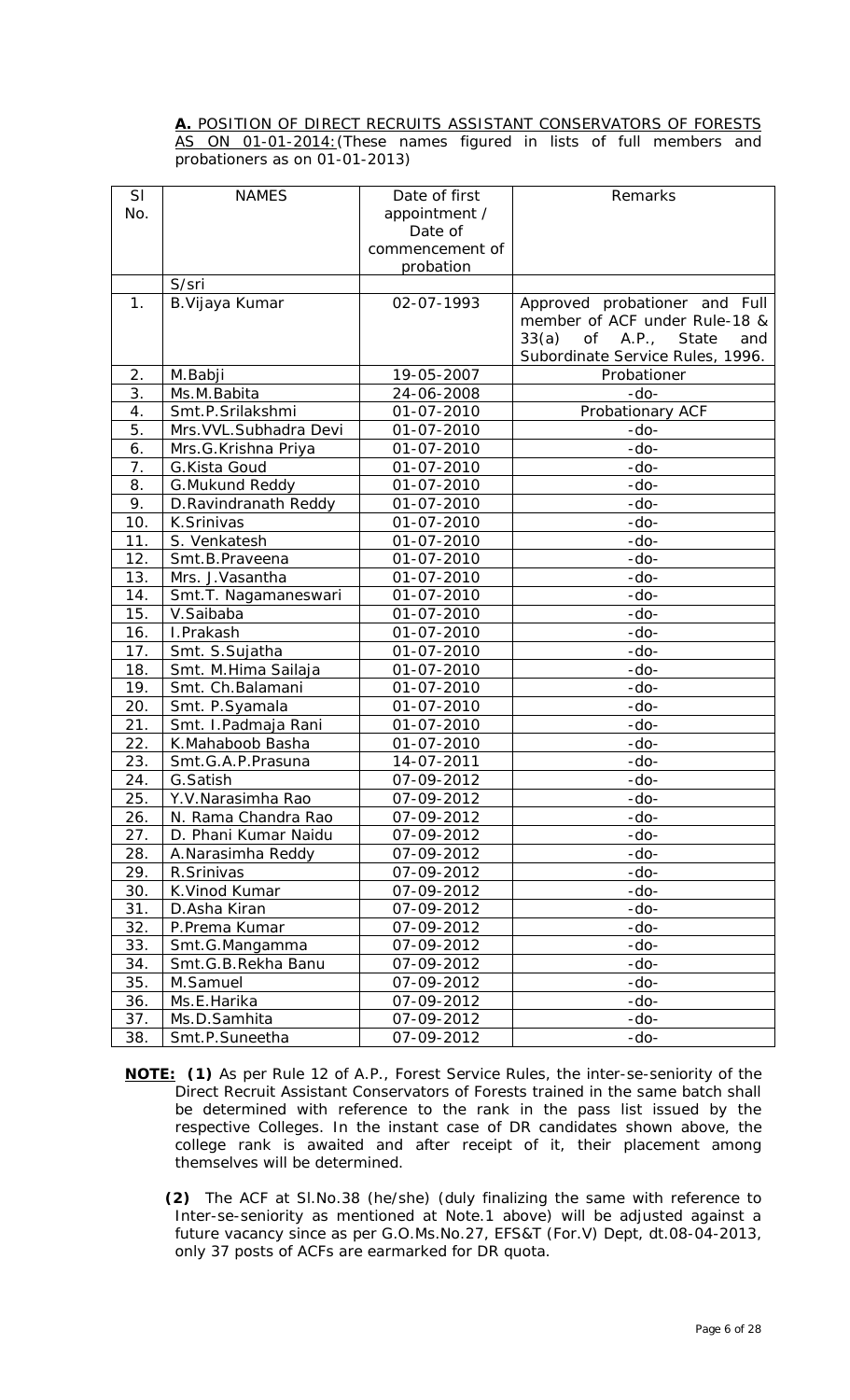**A.** <u>POSITION OF DIRECT RECRUITS ASSISTANT CONSERVATORS OF FORESTS AS ON 01-01-2014:</u>(These names figured in lists of full members and probationers as on 01-01-2013)

| Sl No. | NAMES | Date of first appointment / Date of commencement of probation | Remarks |
|---|---|---|---|
| | S/sri | | |
| 1. | B.Vijaya Kumar | 02-07-1993 | Approved probationer and Full member of ACF under Rule-18 & 33(a) of A.P., State and Subordinate Service Rules, 1996. |
| 2. | M.Babji | 19-05-2007 | Probationer |
| 3. | Ms.M.Babita | 24-06-2008 | -do- |
| 4. | Smt.P.Srilakshmi | 01-07-2010 | Probationary ACF |
| 5. | Mrs.VVL.Subhadra Devi | 01-07-2010 | -do- |
| 6. | Mrs.G.Krishna Priya | 01-07-2010 | -do- |
| 7. | G.Kista Goud | 01-07-2010 | -do- |
| 8. | G.Mukund Reddy | 01-07-2010 | -do- |
| 9. | D.Ravindranath Reddy | 01-07-2010 | -do- |
| 10. | K.Srinivas | 01-07-2010 | -do- |
| 11. | S. Venkatesh | 01-07-2010 | -do- |
| 12. | Smt.B.Praveena | 01-07-2010 | -do- |
| 13. | Mrs. J.Vasantha | 01-07-2010 | -do- |
| 14. | Smt.T. Nagamaneswari | 01-07-2010 | -do- |
| 15. | V.Saibaba | 01-07-2010 | -do- |
| 16. | I.Prakash | 01-07-2010 | -do- |
| 17. | Smt. S.Sujatha | 01-07-2010 | -do- |
| 18. | Smt. M.Hima Sailaja | 01-07-2010 | -do- |
| 19. | Smt. Ch.Balamani | 01-07-2010 | -do- |
| 20. | Smt. P.Syamala | 01-07-2010 | -do- |
| 21. | Smt. I.Padmaja Rani | 01-07-2010 | -do- |
| 22. | K.Mahaboob Basha | 01-07-2010 | -do- |
| 23. | Smt.G.A.P.Prasuna | 14-07-2011 | -do- |
| 24. | G.Satish | 07-09-2012 | -do- |
| 25. | Y.V.Narasimha Rao | 07-09-2012 | -do- |
| 26. | N. Rama Chandra Rao | 07-09-2012 | -do- |
| 27. | D. Phani Kumar Naidu | 07-09-2012 | -do- |
| 28. | A.Narasimha Reddy | 07-09-2012 | -do- |
| 29. | R.Srinivas | 07-09-2012 | -do- |
| 30. | K.Vinod Kumar | 07-09-2012 | -do- |
| 31. | D.Asha Kiran | 07-09-2012 | -do- |
| 32. | P.Prema Kumar | 07-09-2012 | -do- |
| 33. | Smt.G.Mangamma | 07-09-2012 | -do- |
| 34. | Smt.G.B.Rekha Banu | 07-09-2012 | -do- |
| 35. | M.Samuel | 07-09-2012 | -do- |
| 36. | Ms.E.Harika | 07-09-2012 | -do- |
| 37. | Ms.D.Samhita | 07-09-2012 | -do- |
| 38. | Smt.P.Suneetha | 07-09-2012 | -do- |

**<u>NOTE:</u> (1)** As per Rule 12 of A.P., Forest Service Rules, the inter-se-seniority of the Direct Recruit Assistant Conservators of Forests trained in the same batch shall be determined with reference to the rank in the pass list issued by the respective Colleges. In the instant case of DR candidates shown above, the college rank is awaited and after receipt of it, their placement among themselves will be determined.

**(2)** The ACF at Sl.No.38 (he/she) (duly finalizing the same with reference to Inter-se-seniority as mentioned at Note.1 above) will be adjusted against a future vacancy since as per G.O.Ms.No.27, EFS&T (For.V) Dept, dt.08-04-2013, only 37 posts of ACFs are earmarked for DR quota.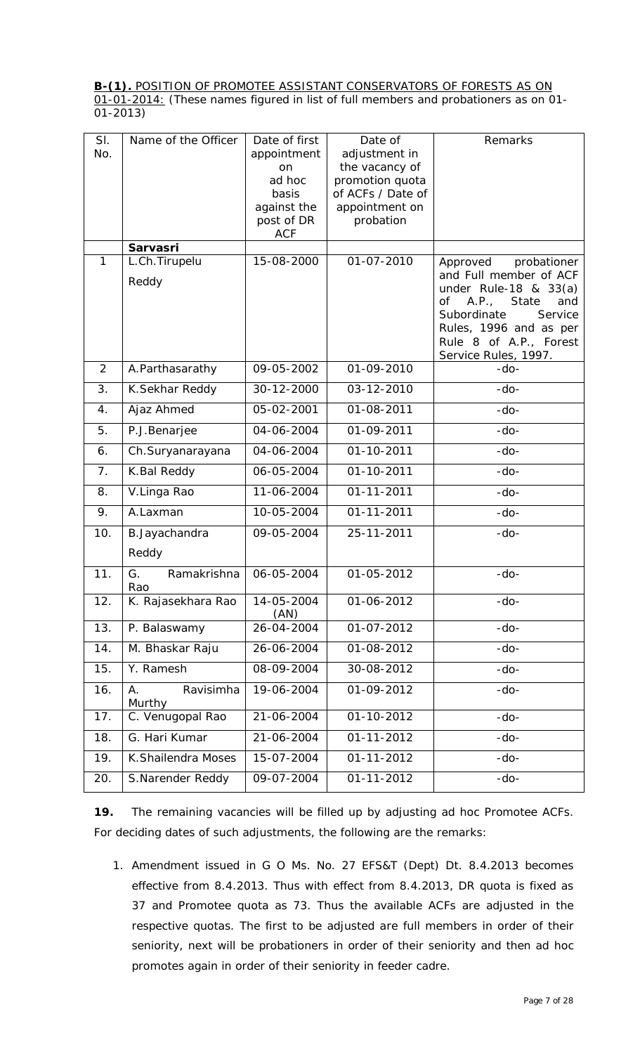**B-(1).** POSITION OF PROMOTEE ASSISTANT CONSERVATORS OF FORESTS AS ON 01-01-2014: (These names figured in list of full members and probationers as on 01-01-2013)

| Sl. No. | Name of the Officer | Date of first appointment on ad hoc basis against the post of DR ACF | Date of adjustment in the vacancy of promotion quota of ACFs / Date of appointment on probation | Remarks |
|---|---|---|---|---|
| | **Sarvasri** | | | |
| 1 | L.Ch.Tirupelu Reddy | 15-08-2000 | 01-07-2010 | Approved probationer and Full member of ACF under Rule-18 & 33(a) of A.P., State and Subordinate Service Rules, 1996 and as per Rule 8 of A.P., Forest Service Rules, 1997. |
| 2 | A.Parthasarathy | 09-05-2002 | 01-09-2010 | -do- |
| 3. | K.Sekhar Reddy | 30-12-2000 | 03-12-2010 | -do- |
| 4. | Ajaz Ahmed | 05-02-2001 | 01-08-2011 | -do- |
| 5. | P.J.Benarjee | 04-06-2004 | 01-09-2011 | -do- |
| 6. | Ch.Suryanarayana | 04-06-2004 | 01-10-2011 | -do- |
| 7. | K.Bal Reddy | 06-05-2004 | 01-10-2011 | -do- |
| 8. | V.Linga Rao | 11-06-2004 | 01-11-2011 | -do- |
| 9. | A.Laxman | 10-05-2004 | 01-11-2011 | -do- |
| 10. | B.Jayachandra Reddy | 09-05-2004 | 25-11-2011 | -do- |
| 11. | G. Ramakrishna Rao | 06-05-2004 | 01-05-2012 | -do- |
| 12. | K. Rajasekhara Rao | 14-05-2004 (AN) | 01-06-2012 | -do- |
| 13. | P. Balaswamy | 26-04-2004 | 01-07-2012 | -do- |
| 14. | M. Bhaskar Raju | 26-06-2004 | 01-08-2012 | -do- |
| 15. | Y. Ramesh | 08-09-2004 | 30-08-2012 | -do- |
| 16. | A. Ravisimha Murthy | 19-06-2004 | 01-09-2012 | -do- |
| 17. | C. Venugopal Rao | 21-06-2004 | 01-10-2012 | -do- |
| 18. | G. Hari Kumar | 21-06-2004 | 01-11-2012 | -do- |
| 19. | K.Shailendra Moses | 15-07-2004 | 01-11-2012 | -do- |
| 20. | S.Narender Reddy | 09-07-2004 | 01-11-2012 | -do- |

**19.** The remaining vacancies will be filled up by adjusting ad hoc Promotee ACFs. For deciding dates of such adjustments, the following are the remarks:

1. Amendment issued in G O Ms. No. 27 EFS&T (Dept) Dt. 8.4.2013 becomes effective from 8.4.2013. Thus with effect from 8.4.2013, DR quota is fixed as 37 and Promotee quota as 73. Thus the available ACFs are adjusted in the respective quotas. The first to be adjusted are full members in order of their seniority, next will be probationers in order of their seniority and then ad hoc promotes again in order of their seniority in feeder cadre.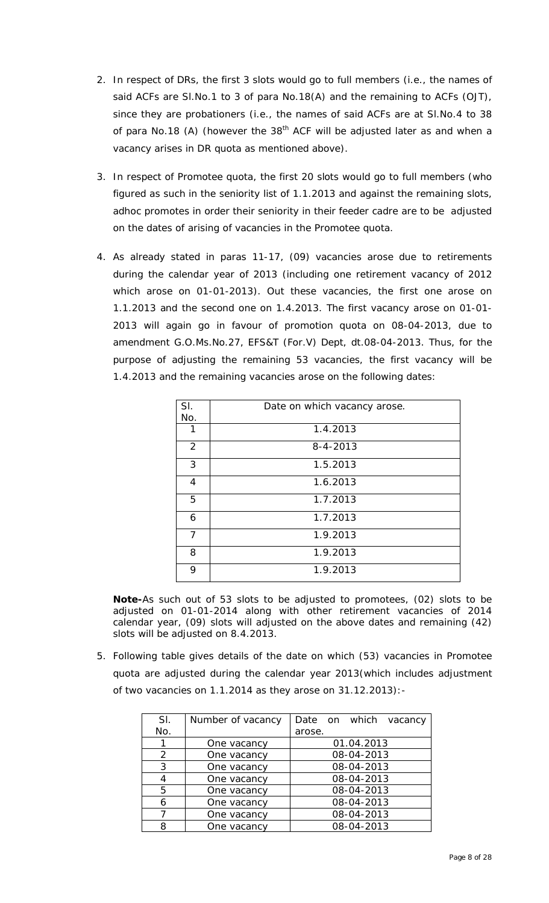2. In respect of DRs, the first 3 slots would go to full members (i.e., the names of said ACFs are Sl.No.1 to 3 of para No.18(A) and the remaining to ACFs (OJT), since they are probationers (i.e., the names of said ACFs are at Sl.No.4 to 38 of para No.18 (A) (however the 38th ACF will be adjusted later as and when a vacancy arises in DR quota as mentioned above).

3. In respect of Promotee quota, the first 20 slots would go to full members (who figured as such in the seniority list of 1.1.2013 and against the remaining slots, adhoc promotes in order their seniority in their feeder cadre are to be adjusted on the dates of arising of vacancies in the Promotee quota.

4. As already stated in paras 11-17, (09) vacancies arose due to retirements during the calendar year of 2013 (including one retirement vacancy of 2012 which arose on 01-01-2013). Out these vacancies, the first one arose on 1.1.2013 and the second one on 1.4.2013. The first vacancy arose on 01-01-2013 will again go in favour of promotion quota on 08-04-2013, due to amendment G.O.Ms.No.27, EFS&T (For.V) Dept, dt.08-04-2013. Thus, for the purpose of adjusting the remaining 53 vacancies, the first vacancy will be 1.4.2013 and the remaining vacancies arose on the following dates:

| Sl. No. | Date on which vacancy arose. |
|---|---|
| 1 | 1.4.2013 |
| 2 | 8-4-2013 |
| 3 | 1.5.2013 |
| 4 | 1.6.2013 |
| 5 | 1.7.2013 |
| 6 | 1.7.2013 |
| 7 | 1.9.2013 |
| 8 | 1.9.2013 |
| 9 | 1.9.2013 |

**Note-**As such out of 53 slots to be adjusted to promotees, (02) slots to be adjusted on 01-01-2014 along with other retirement vacancies of 2014 calendar year, (09) slots will adjusted on the above dates and remaining (42) slots will be adjusted on 8.4.2013.

5. Following table gives details of the date on which (53) vacancies in Promotee quota are adjusted during the calendar year 2013(which includes adjustment of two vacancies on 1.1.2014 as they arose on 31.12.2013):-

| Sl. No. | Number of vacancy | Date on which vacancy arose. |
|---|---|---|
| 1 | One vacancy | 01.04.2013 |
| 2 | One vacancy | 08-04-2013 |
| 3 | One vacancy | 08-04-2013 |
| 4 | One vacancy | 08-04-2013 |
| 5 | One vacancy | 08-04-2013 |
| 6 | One vacancy | 08-04-2013 |
| 7 | One vacancy | 08-04-2013 |
| 8 | One vacancy | 08-04-2013 |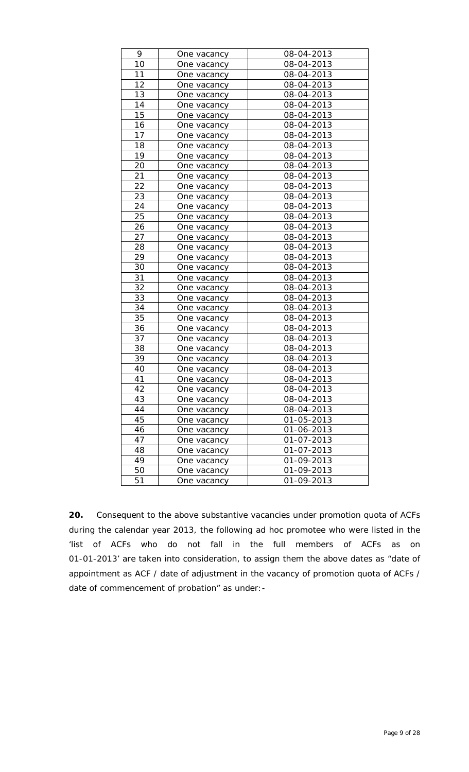| 9 | One vacancy | 08-04-2013 |
|---|---|---|
| 10 | One vacancy | 08-04-2013 |
| 11 | One vacancy | 08-04-2013 |
| 12 | One vacancy | 08-04-2013 |
| 13 | One vacancy | 08-04-2013 |
| 14 | One vacancy | 08-04-2013 |
| 15 | One vacancy | 08-04-2013 |
| 16 | One vacancy | 08-04-2013 |
| 17 | One vacancy | 08-04-2013 |
| 18 | One vacancy | 08-04-2013 |
| 19 | One vacancy | 08-04-2013 |
| 20 | One vacancy | 08-04-2013 |
| 21 | One vacancy | 08-04-2013 |
| 22 | One vacancy | 08-04-2013 |
| 23 | One vacancy | 08-04-2013 |
| 24 | One vacancy | 08-04-2013 |
| 25 | One vacancy | 08-04-2013 |
| 26 | One vacancy | 08-04-2013 |
| 27 | One vacancy | 08-04-2013 |
| 28 | One vacancy | 08-04-2013 |
| 29 | One vacancy | 08-04-2013 |
| 30 | One vacancy | 08-04-2013 |
| 31 | One vacancy | 08-04-2013 |
| 32 | One vacancy | 08-04-2013 |
| 33 | One vacancy | 08-04-2013 |
| 34 | One vacancy | 08-04-2013 |
| 35 | One vacancy | 08-04-2013 |
| 36 | One vacancy | 08-04-2013 |
| 37 | One vacancy | 08-04-2013 |
| 38 | One vacancy | 08-04-2013 |
| 39 | One vacancy | 08-04-2013 |
| 40 | One vacancy | 08-04-2013 |
| 41 | One vacancy | 08-04-2013 |
| 42 | One vacancy | 08-04-2013 |
| 43 | One vacancy | 08-04-2013 |
| 44 | One vacancy | 08-04-2013 |
| 45 | One vacancy | 01-05-2013 |
| 46 | One vacancy | 01-06-2013 |
| 47 | One vacancy | 01-07-2013 |
| 48 | One vacancy | 01-07-2013 |
| 49 | One vacancy | 01-09-2013 |
| 50 | One vacancy | 01-09-2013 |
| 51 | One vacancy | 01-09-2013 |

**20.** Consequent to the above substantive vacancies under promotion quota of ACFs during the calendar year 2013, the following ad hoc promotee who were listed in the 'list of ACFs who do not fall in the full members of ACFs as on 01-01-2013' are taken into consideration, to assign them the above dates as "date of appointment as ACF / date of adjustment in the vacancy of promotion quota of ACFs / date of commencement of probation" as under:-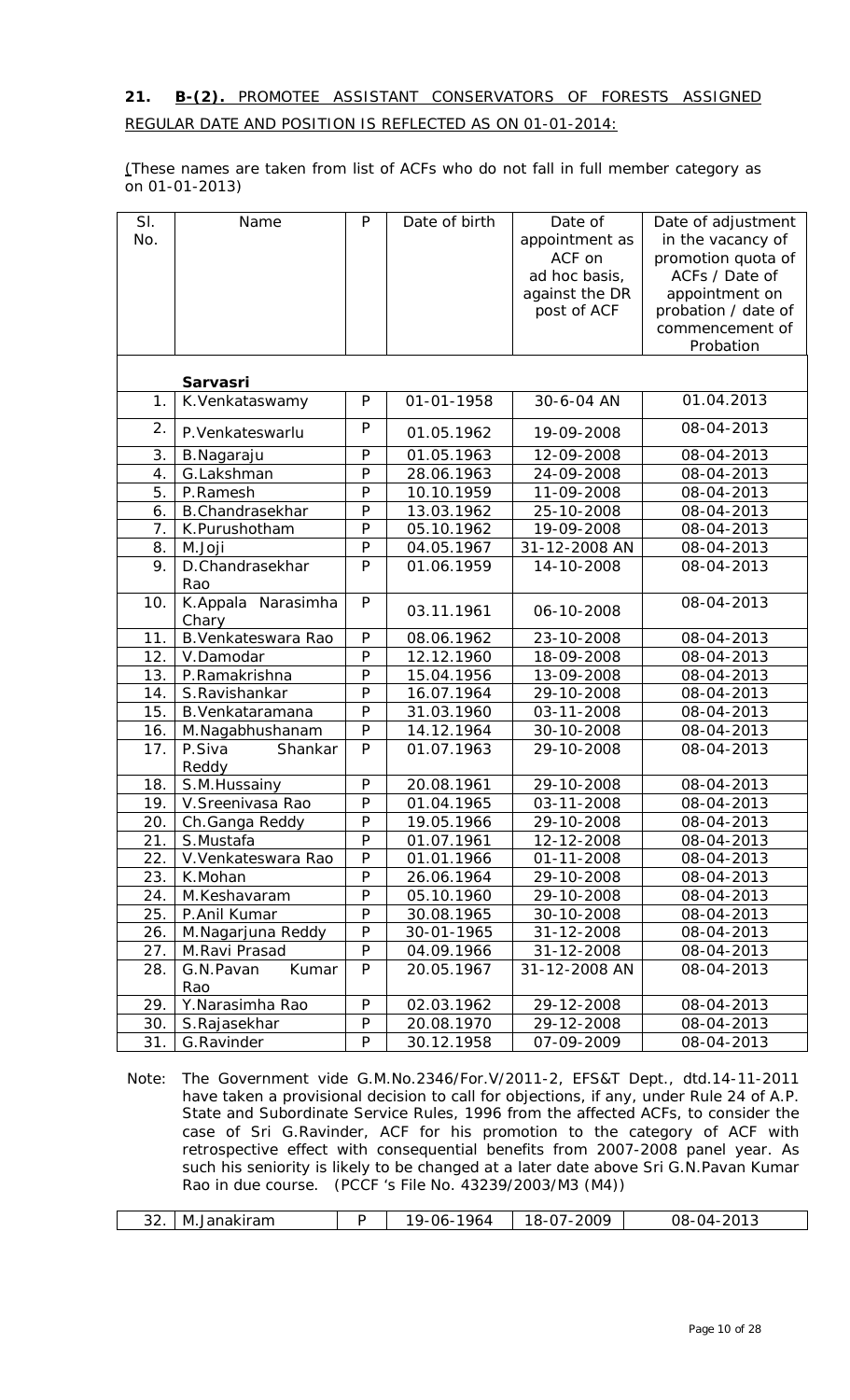**21. B-(2).** PROMOTEE ASSISTANT CONSERVATORS OF FORESTS ASSIGNED REGULAR DATE AND POSITION IS REFLECTED AS ON 01-01-2014:

(These names are taken from list of ACFs who do not fall in full member category as on 01-01-2013)

| Sl. No. | Name | P | Date of birth | Date of appointment as ACF on ad hoc basis, against the DR post of ACF | Date of adjustment in the vacancy of promotion quota of ACFs / Date of appointment on probation / date of commencement of Probation |
|---|---|---|---|---|---|
| | **Sarvasri** | | | | |
| 1. | K.Venkataswamy | P | 01-01-1958 | 30-6-04 AN | 01.04.2013 |
| 2. | P.Venkateswarlu | P | 01.05.1962 | 19-09-2008 | 08-04-2013 |
| 3. | B.Nagaraju | P | 01.05.1963 | 12-09-2008 | 08-04-2013 |
| 4. | G.Lakshman | P | 28.06.1963 | 24-09-2008 | 08-04-2013 |
| 5. | P.Ramesh | P | 10.10.1959 | 11-09-2008 | 08-04-2013 |
| 6. | B.Chandrasekhar | P | 13.03.1962 | 25-10-2008 | 08-04-2013 |
| 7. | K.Purushotham | P | 05.10.1962 | 19-09-2008 | 08-04-2013 |
| 8. | M.Joji | P | 04.05.1967 | 31-12-2008 AN | 08-04-2013 |
| 9. | D.Chandrasekhar Rao | P | 01.06.1959 | 14-10-2008 | 08-04-2013 |
| 10. | K.Appala Narasimha Chary | P | 03.11.1961 | 06-10-2008 | 08-04-2013 |
| 11. | B.Venkateswara Rao | P | 08.06.1962 | 23-10-2008 | 08-04-2013 |
| 12. | V.Damodar | P | 12.12.1960 | 18-09-2008 | 08-04-2013 |
| 13. | P.Ramakrishna | P | 15.04.1956 | 13-09-2008 | 08-04-2013 |
| 14. | S.Ravishankar | P | 16.07.1964 | 29-10-2008 | 08-04-2013 |
| 15. | B.Venkataramana | P | 31.03.1960 | 03-11-2008 | 08-04-2013 |
| 16. | M.Nagabhushanam | P | 14.12.1964 | 30-10-2008 | 08-04-2013 |
| 17. | P.Siva Shankar Reddy | P | 01.07.1963 | 29-10-2008 | 08-04-2013 |
| 18. | S.M.Hussainy | P | 20.08.1961 | 29-10-2008 | 08-04-2013 |
| 19. | V.Sreenivasa Rao | P | 01.04.1965 | 03-11-2008 | 08-04-2013 |
| 20. | Ch.Ganga Reddy | P | 19.05.1966 | 29-10-2008 | 08-04-2013 |
| 21. | S.Mustafa | P | 01.07.1961 | 12-12-2008 | 08-04-2013 |
| 22. | V.Venkateswara Rao | P | 01.01.1966 | 01-11-2008 | 08-04-2013 |
| 23. | K.Mohan | P | 26.06.1964 | 29-10-2008 | 08-04-2013 |
| 24. | M.Keshavaram | P | 05.10.1960 | 29-10-2008 | 08-04-2013 |
| 25. | P.Anil Kumar | P | 30.08.1965 | 30-10-2008 | 08-04-2013 |
| 26. | M.Nagarjuna Reddy | P | 30-01-1965 | 31-12-2008 | 08-04-2013 |
| 27. | M.Ravi Prasad | P | 04.09.1966 | 31-12-2008 | 08-04-2013 |
| 28. | G.N.Pavan Kumar Rao | P | 20.05.1967 | 31-12-2008 AN | 08-04-2013 |
| 29. | Y.Narasimha Rao | P | 02.03.1962 | 29-12-2008 | 08-04-2013 |
| 30. | S.Rajasekhar | P | 20.08.1970 | 29-12-2008 | 08-04-2013 |
| 31. | G.Ravinder | P | 30.12.1958 | 07-09-2009 | 08-04-2013 |

Note: The Government vide G.M.No.2346/For.V/2011-2, EFS&T Dept., dtd.14-11-2011 have taken a provisional decision to call for objections, if any, under Rule 24 of A.P. State and Subordinate Service Rules, 1996 from the affected ACFs, to consider the case of Sri G.Ravinder, ACF for his promotion to the category of ACF with retrospective effect with consequential benefits from 2007-2008 panel year. As such his seniority is likely to be changed at a later date above Sri G.N.Pavan Kumar Rao in due course. (PCCF 's File No. 43239/2003/M3 (M4))

| | | | | | |
|---|---|---|---|---|---|
| 32. | M.Janakiram | P | 19-06-1964 | 18-07-2009 | 08-04-2013 |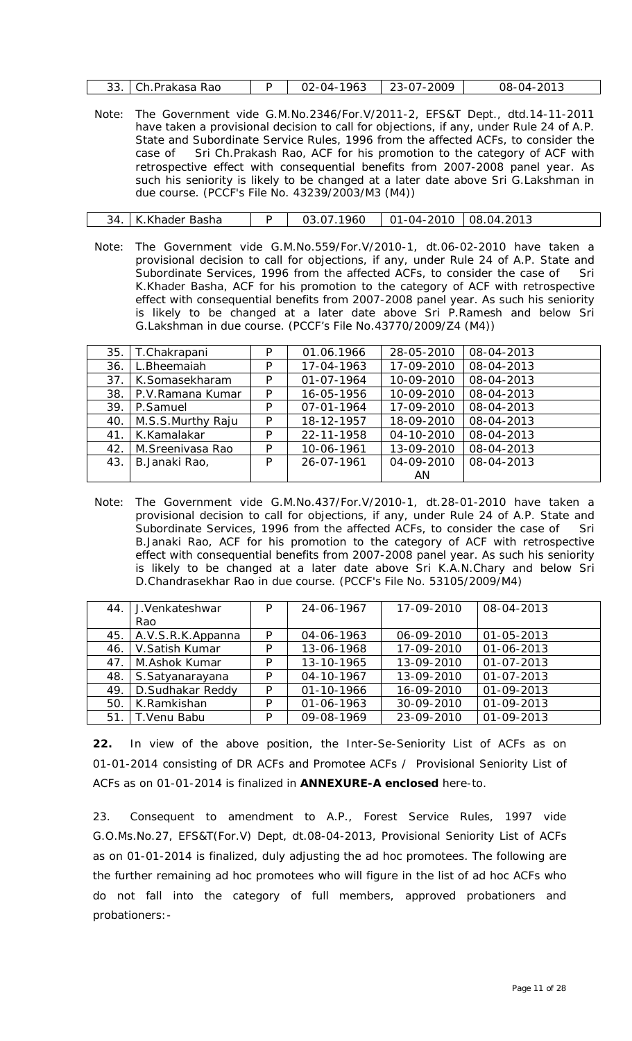| 33. | Ch.Prakasa Rao | P | 02-04-1963 | 23-07-2009 | 08-04-2013 |
|---|---|---|---|---|---|

Note: The Government vide G.M.No.2346/For.V/2011-2, EFS&T Dept., dtd.14-11-2011 have taken a provisional decision to call for objections, if any, under Rule 24 of A.P. State and Subordinate Service Rules, 1996 from the affected ACFs, to consider the case of Sri Ch.Prakash Rao, ACF for his promotion to the category of ACF with retrospective effect with consequential benefits from 2007-2008 panel year. As such his seniority is likely to be changed at a later date above Sri G.Lakshman in due course. (PCCF's File No. 43239/2003/M3 (M4))

| 34. | K.Khader Basha | P | 03.07.1960 | 01-04-2010 | 08.04.2013 |
|---|---|---|---|---|---|

Note: The Government vide G.M.No.559/For.V/2010-1, dt.06-02-2010 have taken a provisional decision to call for objections, if any, under Rule 24 of A.P. State and Subordinate Services, 1996 from the affected ACFs, to consider the case of Sri K.Khader Basha, ACF for his promotion to the category of ACF with retrospective effect with consequential benefits from 2007-2008 panel year. As such his seniority is likely to be changed at a later date above Sri P.Ramesh and below Sri G.Lakshman in due course. (PCCF's File No.43770/2009/Z4 (M4))

| 35. | T.Chakrapani | P | 01.06.1966 | 28-05-2010 | 08-04-2013 |
|---|---|---|---|---|---|
| 36. | L.Bheemaiah | P | 17-04-1963 | 17-09-2010 | 08-04-2013 |
| 37. | K.Somasekharam | P | 01-07-1964 | 10-09-2010 | 08-04-2013 |
| 38. | P.V.Ramana Kumar | P | 16-05-1956 | 10-09-2010 | 08-04-2013 |
| 39. | P.Samuel | P | 07-01-1964 | 17-09-2010 | 08-04-2013 |
| 40. | M.S.S.Murthy Raju | P | 18-12-1957 | 18-09-2010 | 08-04-2013 |
| 41. | K.Kamalakar | P | 22-11-1958 | 04-10-2010 | 08-04-2013 |
| 42. | M.Sreenivasa Rao | P | 10-06-1961 | 13-09-2010 | 08-04-2013 |
| 43. | B.Janaki Rao, | P | 26-07-1961 | 04-09-2010 AN | 08-04-2013 |

Note: The Government vide G.M.No.437/For.V/2010-1, dt.28-01-2010 have taken a provisional decision to call for objections, if any, under Rule 24 of A.P. State and Subordinate Services, 1996 from the affected ACFs, to consider the case of Sri B.Janaki Rao, ACF for his promotion to the category of ACF with retrospective effect with consequential benefits from 2007-2008 panel year. As such his seniority is likely to be changed at a later date above Sri K.A.N.Chary and below Sri D.Chandrasekhar Rao in due course. (PCCF's File No. 53105/2009/M4)

| 44. | J.Venkateshwar Rao | P | 24-06-1967 | 17-09-2010 | 08-04-2013 |
|---|---|---|---|---|---|
| 45. | A.V.S.R.K.Appanna | P | 04-06-1963 | 06-09-2010 | 01-05-2013 |
| 46. | V.Satish Kumar | P | 13-06-1968 | 17-09-2010 | 01-06-2013 |
| 47. | M.Ashok Kumar | P | 13-10-1965 | 13-09-2010 | 01-07-2013 |
| 48. | S.Satyanarayana | P | 04-10-1967 | 13-09-2010 | 01-07-2013 |
| 49. | D.Sudhakar Reddy | P | 01-10-1966 | 16-09-2010 | 01-09-2013 |
| 50. | K.Ramkishan | P | 01-06-1963 | 30-09-2010 | 01-09-2013 |
| 51. | T.Venu Babu | P | 09-08-1969 | 23-09-2010 | 01-09-2013 |

**22.** In view of the above position, the Inter-Se-Seniority List of ACFs as on 01-01-2014 consisting of DR ACFs and Promotee ACFs / Provisional Seniority List of ACFs as on 01-01-2014 is finalized in **ANNEXURE-A enclosed** here-to.

23. Consequent to amendment to A.P., Forest Service Rules, 1997 vide G.O.Ms.No.27, EFS&T(For.V) Dept, dt.08-04-2013, Provisional Seniority List of ACFs as on 01-01-2014 is finalized, duly adjusting the ad hoc promotees. The following are the further remaining ad hoc promotees who will figure in the list of ad hoc ACFs who do not fall into the category of full members, approved probationers and probationers:-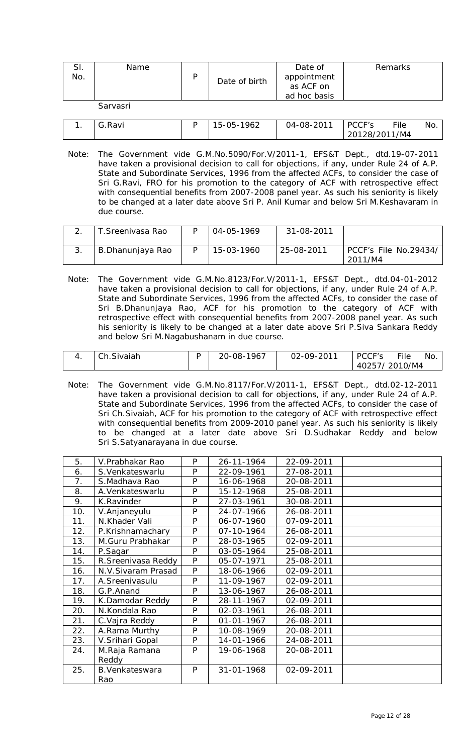| Sl. No. | Name | P | Date of birth | Date of appointment as ACF on ad hoc basis | Remarks |
|---|---|---|---|---|---|
| | Sarvasri | | | | |
| 1. | G.Ravi | P | 15-05-1962 | 04-08-2011 | PCCF's File No. 20128/2011/M4 |

Note: The Government vide G.M.No.5090/For.V/2011-1, EFS&T Dept., dtd.19-07-2011 have taken a provisional decision to call for objections, if any, under Rule 24 of A.P. State and Subordinate Services, 1996 from the affected ACFs, to consider the case of Sri G.Ravi, FRO for his promotion to the category of ACF with retrospective effect with consequential benefits from 2007-2008 panel year. As such his seniority is likely to be changed at a later date above Sri P. Anil Kumar and below Sri M.Keshavaram in due course.

| Sl. No. | Name | P | Date of birth | Date of appointment as ACF on ad hoc basis | Remarks |
|---|---|---|---|---|---|
| 2. | T.Sreenivasa Rao | P | 04-05-1969 | 31-08-2011 | |
| 3. | B.Dhanunjaya Rao | P | 15-03-1960 | 25-08-2011 | PCCF's File No.29434/ 2011/M4 |

Note: The Government vide G.M.No.8123/For.V/2011-1, EFS&T Dept., dtd.04-01-2012 have taken a provisional decision to call for objections, if any, under Rule 24 of A.P. State and Subordinate Services, 1996 from the affected ACFs, to consider the case of Sri B.Dhanunjaya Rao, ACF for his promotion to the category of ACF with retrospective effect with consequential benefits from 2007-2008 panel year. As such his seniority is likely to be changed at a later date above Sri P.Siva Sankara Reddy and below Sri M.Nagabushanam in due course.

| Sl. No. | Name | P | Date of birth | Date of appointment as ACF on ad hoc basis | Remarks |
|---|---|---|---|---|---|
| 4. | Ch.Sivaiah | P | 20-08-1967 | 02-09-2011 | PCCF's File No. 40257/ 2010/M4 |

Note: The Government vide G.M.No.8117/For.V/2011-1, EFS&T Dept., dtd.02-12-2011 have taken a provisional decision to call for objections, if any, under Rule 24 of A.P. State and Subordinate Services, 1996 from the affected ACFs, to consider the case of Sri Ch.Sivaiah, ACF for his promotion to the category of ACF with retrospective effect with consequential benefits from 2009-2010 panel year. As such his seniority is likely to be changed at a later date above Sri D.Sudhakar Reddy and below Sri S.Satyanarayana in due course.

| Sl. No. | Name | P | Date of birth | Date of appointment as ACF on ad hoc basis | Remarks |
|---|---|---|---|---|---|
| 5. | V.Prabhakar Rao | P | 26-11-1964 | 22-09-2011 | |
| 6. | S.Venkateswarlu | P | 22-09-1961 | 27-08-2011 | |
| 7. | S.Madhava Rao | P | 16-06-1968 | 20-08-2011 | |
| 8. | A.Venkateswarlu | P | 15-12-1968 | 25-08-2011 | |
| 9. | K.Ravinder | P | 27-03-1961 | 30-08-2011 | |
| 10. | V.Anjaneyulu | P | 24-07-1966 | 26-08-2011 | |
| 11. | N.Khader Vali | P | 06-07-1960 | 07-09-2011 | |
| 12. | P.Krishnamachary | P | 07-10-1964 | 26-08-2011 | |
| 13. | M.Guru Prabhakar | P | 28-03-1965 | 02-09-2011 | |
| 14. | P.Sagar | P | 03-05-1964 | 25-08-2011 | |
| 15. | R.Sreenivasa Reddy | P | 05-07-1971 | 25-08-2011 | |
| 16. | N.V.Sivaram Prasad | P | 18-06-1966 | 02-09-2011 | |
| 17. | A.Sreenivasulu | P | 11-09-1967 | 02-09-2011 | |
| 18. | G.P.Anand | P | 13-06-1967 | 26-08-2011 | |
| 19. | K.Damodar Reddy | P | 28-11-1967 | 02-09-2011 | |
| 20. | N.Kondala Rao | P | 02-03-1961 | 26-08-2011 | |
| 21. | C.Vajra Reddy | P | 01-01-1967 | 26-08-2011 | |
| 22. | A.Rama Murthy | P | 10-08-1969 | 20-08-2011 | |
| 23. | V.Srihari Gopal | P | 14-01-1966 | 24-08-2011 | |
| 24. | M.Raja Ramana Reddy | P | 19-06-1968 | 20-08-2011 | |
| 25. | B.Venkateswara Rao | P | 31-01-1968 | 02-09-2011 | |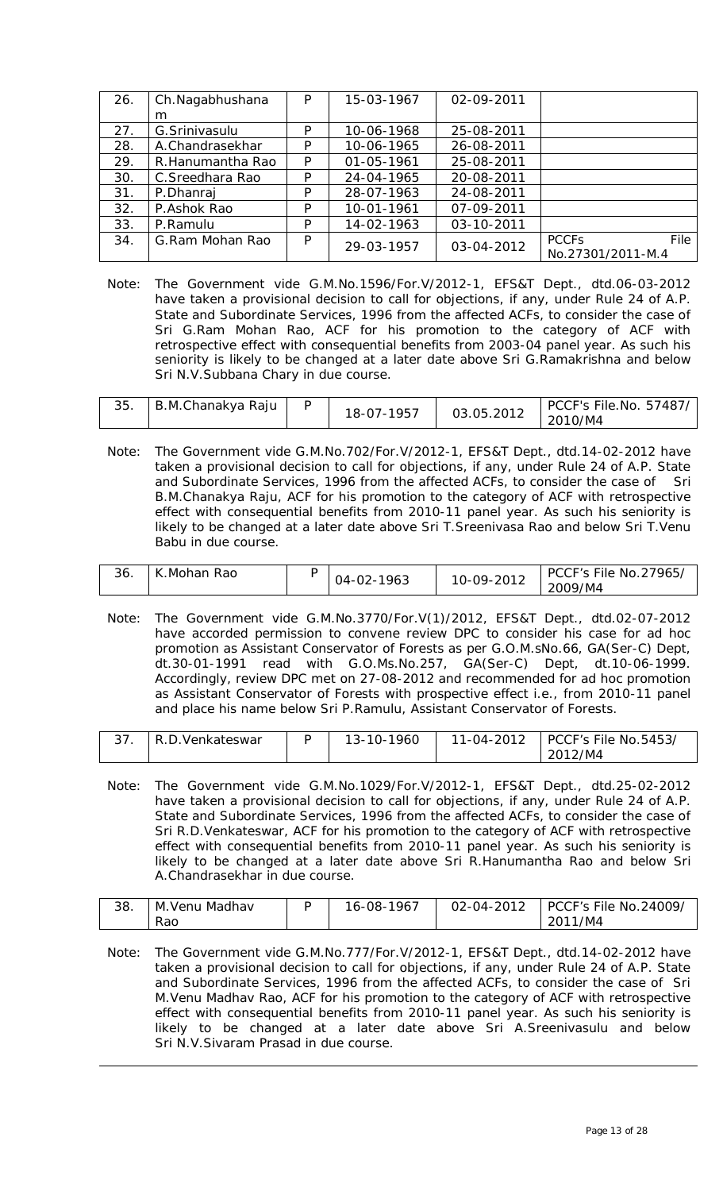| 26. | Ch.Nagabhushanam | P | 15-03-1967 | 02-09-2011 | |
|---|---|---|---|---|---|
| 27. | G.Srinivasulu | P | 10-06-1968 | 25-08-2011 | |
| 28. | A.Chandrasekhar | P | 10-06-1965 | 26-08-2011 | |
| 29. | R.Hanumantha Rao | P | 01-05-1961 | 25-08-2011 | |
| 30. | C.Sreedhara Rao | P | 24-04-1965 | 20-08-2011 | |
| 31. | P.Dhanraj | P | 28-07-1963 | 24-08-2011 | |
| 32. | P.Ashok Rao | P | 10-01-1961 | 07-09-2011 | |
| 33. | P.Ramulu | P | 14-02-1963 | 03-10-2011 | |
| 34. | G.Ram Mohan Rao | P | 29-03-1957 | 03-04-2012 | PCCFs File No.27301/2011-M.4 |

Note: The Government vide G.M.No.1596/For.V/2012-1, EFS&T Dept., dtd.06-03-2012 have taken a provisional decision to call for objections, if any, under Rule 24 of A.P. State and Subordinate Services, 1996 from the affected ACFs, to consider the case of Sri G.Ram Mohan Rao, ACF for his promotion to the category of ACF with retrospective effect with consequential benefits from 2003-04 panel year. As such his seniority is likely to be changed at a later date above Sri G.Ramakrishna and below Sri N.V.Subbana Chary in due course.

| 35. | B.M.Chanakya Raju | P | 18-07-1957 | 03.05.2012 | PCCF's File.No. 57487/ 2010/M4 |
|---|---|---|---|---|---|

Note: The Government vide G.M.No.702/For.V/2012-1, EFS&T Dept., dtd.14-02-2012 have taken a provisional decision to call for objections, if any, under Rule 24 of A.P. State and Subordinate Services, 1996 from the affected ACFs, to consider the case of Sri B.M.Chanakya Raju, ACF for his promotion to the category of ACF with retrospective effect with consequential benefits from 2010-11 panel year. As such his seniority is likely to be changed at a later date above Sri T.Sreenivasa Rao and below Sri T.Venu Babu in due course.

| 36. | K.Mohan Rao | P | 04-02-1963 | 10-09-2012 | PCCF's File No.27965/ 2009/M4 |
|---|---|---|---|---|---|

Note: The Government vide G.M.No.3770/For.V(1)/2012, EFS&T Dept., dtd.02-07-2012 have accorded permission to convene review DPC to consider his case for ad hoc promotion as Assistant Conservator of Forests as per G.O.M.sNo.66, GA(Ser-C) Dept, dt.30-01-1991 read with G.O.Ms.No.257, GA(Ser-C) Dept, dt.10-06-1999. Accordingly, review DPC met on 27-08-2012 and recommended for ad hoc promotion as Assistant Conservator of Forests with prospective effect i.e., from 2010-11 panel and place his name below Sri P.Ramulu, Assistant Conservator of Forests.

| 37. | R.D.Venkateswar | P | 13-10-1960 | 11-04-2012 | PCCF's File No.5453/ 2012/M4 |
|---|---|---|---|---|---|

Note: The Government vide G.M.No.1029/For.V/2012-1, EFS&T Dept., dtd.25-02-2012 have taken a provisional decision to call for objections, if any, under Rule 24 of A.P. State and Subordinate Services, 1996 from the affected ACFs, to consider the case of Sri R.D.Venkateswar, ACF for his promotion to the category of ACF with retrospective effect with consequential benefits from 2010-11 panel year. As such his seniority is likely to be changed at a later date above Sri R.Hanumantha Rao and below Sri A.Chandrasekhar in due course.

| 38. | M.Venu Madhav Rao | P | 16-08-1967 | 02-04-2012 | PCCF's File No.24009/ 2011/M4 |
|---|---|---|---|---|---|

Note: The Government vide G.M.No.777/For.V/2012-1, EFS&T Dept., dtd.14-02-2012 have taken a provisional decision to call for objections, if any, under Rule 24 of A.P. State and Subordinate Services, 1996 from the affected ACFs, to consider the case of Sri M.Venu Madhav Rao, ACF for his promotion to the category of ACF with retrospective effect with consequential benefits from 2010-11 panel year. As such his seniority is likely to be changed at a later date above Sri A.Sreenivasulu and below Sri N.V.Sivaram Prasad in due course.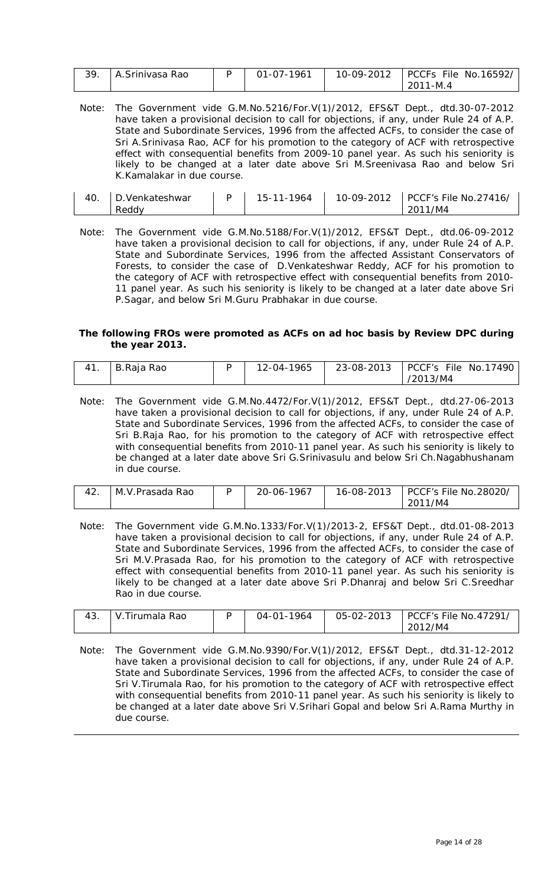| 39. | A.Srinivasa Rao | P | 01-07-1961 | 10-09-2012 | PCCFs File No.16592/ 2011-M.4 |
|---|---|---|---|---|---|

Note: The Government vide G.M.No.5216/For.V(1)/2012, EFS&T Dept., dtd.30-07-2012 have taken a provisional decision to call for objections, if any, under Rule 24 of A.P. State and Subordinate Services, 1996 from the affected ACFs, to consider the case of Sri A.Srinivasa Rao, ACF for his promotion to the category of ACF with retrospective effect with consequential benefits from 2009-10 panel year. As such his seniority is likely to be changed at a later date above Sri M.Sreenivasa Rao and below Sri K.Kamalakar in due course.

| 40. | D.Venkateshwar Reddy | P | 15-11-1964 | 10-09-2012 | PCCF's File No.27416/ 2011/M4 |
|---|---|---|---|---|---|

Note: The Government vide G.M.No.5188/For.V(1)/2012, EFS&T Dept., dtd.06-09-2012 have taken a provisional decision to call for objections, if any, under Rule 24 of A.P. State and Subordinate Services, 1996 from the affected Assistant Conservators of Forests, to consider the case of D.Venkateshwar Reddy, ACF for his promotion to the category of ACF with retrospective effect with consequential benefits from 2010-11 panel year. As such his seniority is likely to be changed at a later date above Sri P.Sagar, and below Sri M.Guru Prabhakar in due course.

**The following FROs were promoted as ACFs on ad hoc basis by Review DPC during the year 2013.**

| 41. | B.Raja Rao | P | 12-04-1965 | 23-08-2013 | PCCF's File No.17490 /2013/M4 |
|---|---|---|---|---|---|

Note: The Government vide G.M.No.4472/For.V(1)/2012, EFS&T Dept., dtd.27-06-2013 have taken a provisional decision to call for objections, if any, under Rule 24 of A.P. State and Subordinate Services, 1996 from the affected ACFs, to consider the case of Sri B.Raja Rao, for his promotion to the category of ACF with retrospective effect with consequential benefits from 2010-11 panel year. As such his seniority is likely to be changed at a later date above Sri G.Srinivasulu and below Sri Ch.Nagabhushanam in due course.

| 42. | M.V.Prasada Rao | P | 20-06-1967 | 16-08-2013 | PCCF's File No.28020/ 2011/M4 |
|---|---|---|---|---|---|

Note: The Government vide G.M.No.1333/For.V(1)/2013-2, EFS&T Dept., dtd.01-08-2013 have taken a provisional decision to call for objections, if any, under Rule 24 of A.P. State and Subordinate Services, 1996 from the affected ACFs, to consider the case of Sri M.V.Prasada Rao, for his promotion to the category of ACF with retrospective effect with consequential benefits from 2010-11 panel year. As such his seniority is likely to be changed at a later date above Sri P.Dhanraj and below Sri C.Sreedhar Rao in due course.

| 43. | V.Tirumala Rao | P | 04-01-1964 | 05-02-2013 | PCCF's File No.47291/ 2012/M4 |
|---|---|---|---|---|---|

Note: The Government vide G.M.No.9390/For.V(1)/2012, EFS&T Dept., dtd.31-12-2012 have taken a provisional decision to call for objections, if any, under Rule 24 of A.P. State and Subordinate Services, 1996 from the affected ACFs, to consider the case of Sri V.Tirumala Rao, for his promotion to the category of ACF with retrospective effect with consequential benefits from 2010-11 panel year. As such his seniority is likely to be changed at a later date above Sri V.Srihari Gopal and below Sri A.Rama Murthy in due course.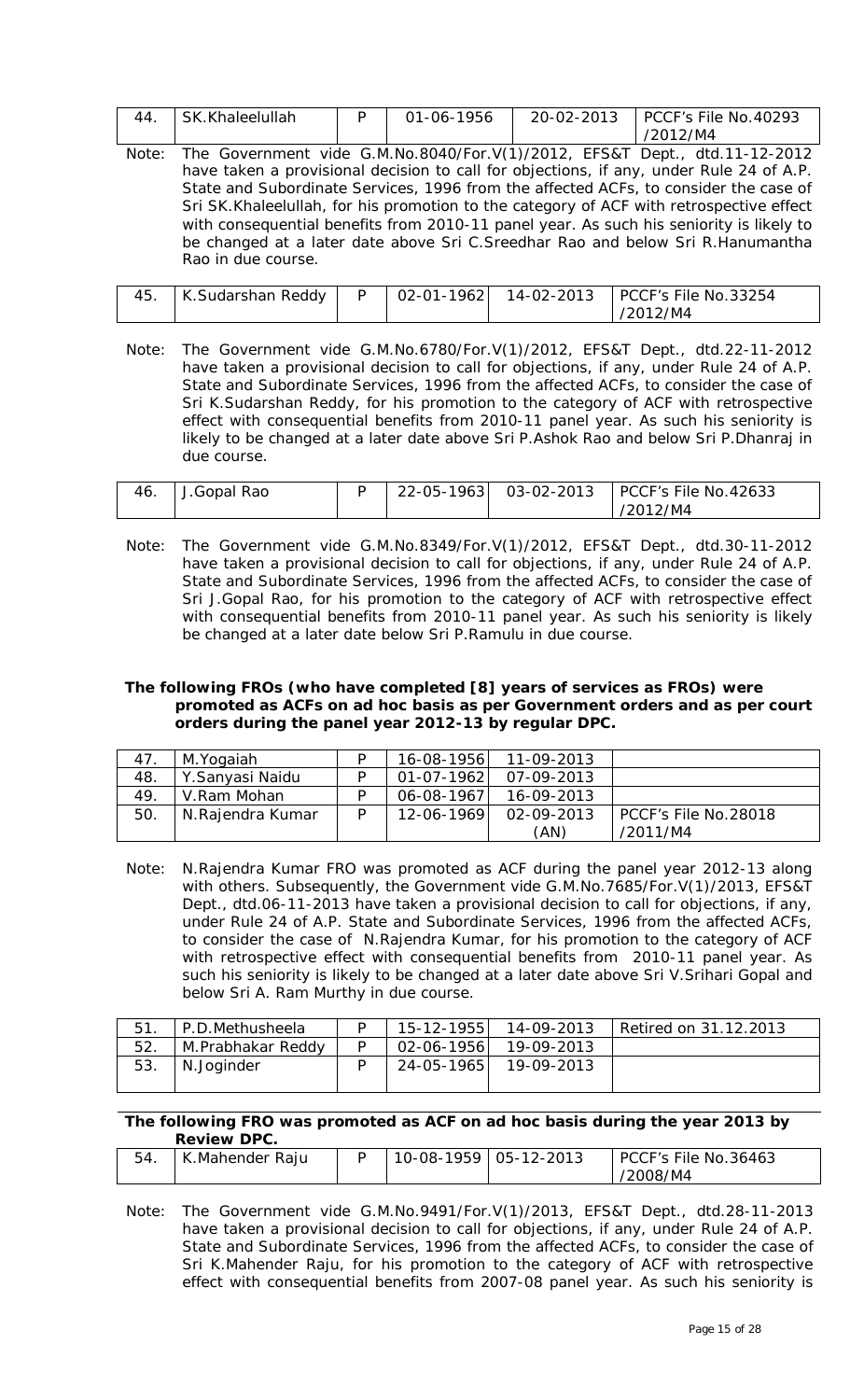| 44. | SK.Khaleelullah | P | 01-06-1956 | 20-02-2013 | PCCF's File No.40293 /2012/M4 |
|---|---|---|---|---|---|

Note: The Government vide G.M.No.8040/For.V(1)/2012, EFS&T Dept., dtd.11-12-2012 have taken a provisional decision to call for objections, if any, under Rule 24 of A.P. State and Subordinate Services, 1996 from the affected ACFs, to consider the case of Sri SK.Khaleelullah, for his promotion to the category of ACF with retrospective effect with consequential benefits from 2010-11 panel year. As such his seniority is likely to be changed at a later date above Sri C.Sreedhar Rao and below Sri R.Hanumantha Rao in due course.

| 45. | K.Sudarshan Reddy | P | 02-01-1962 | 14-02-2013 | PCCF's File No.33254 /2012/M4 |
|---|---|---|---|---|---|

Note: The Government vide G.M.No.6780/For.V(1)/2012, EFS&T Dept., dtd.22-11-2012 have taken a provisional decision to call for objections, if any, under Rule 24 of A.P. State and Subordinate Services, 1996 from the affected ACFs, to consider the case of Sri K.Sudarshan Reddy, for his promotion to the category of ACF with retrospective effect with consequential benefits from 2010-11 panel year. As such his seniority is likely to be changed at a later date above Sri P.Ashok Rao and below Sri P.Dhanraj in due course.

| 46. | J.Gopal Rao | P | 22-05-1963 | 03-02-2013 | PCCF's File No.42633 /2012/M4 |
|---|---|---|---|---|---|

Note: The Government vide G.M.No.8349/For.V(1)/2012, EFS&T Dept., dtd.30-11-2012 have taken a provisional decision to call for objections, if any, under Rule 24 of A.P. State and Subordinate Services, 1996 from the affected ACFs, to consider the case of Sri J.Gopal Rao, for his promotion to the category of ACF with retrospective effect with consequential benefits from 2010-11 panel year. As such his seniority is likely be changed at a later date below Sri P.Ramulu in due course.

**The following FROs (who have completed [8] years of services as FROs) were promoted as ACFs on ad hoc basis as per Government orders and as per court orders during the panel year 2012-13 by regular DPC.**

| 47. | M.Yogaiah | P | 16-08-1956 | 11-09-2013 | |
|---|---|---|---|---|---|
| 48. | Y.Sanyasi Naidu | P | 01-07-1962 | 07-09-2013 | |
| 49. | V.Ram Mohan | P | 06-08-1967 | 16-09-2013 | |
| 50. | N.Rajendra Kumar | P | 12-06-1969 | 02-09-2013 (AN) | PCCF's File No.28018 /2011/M4 |

Note: N.Rajendra Kumar FRO was promoted as ACF during the panel year 2012-13 along with others. Subsequently, the Government vide G.M.No.7685/For.V(1)/2013, EFS&T Dept., dtd.06-11-2013 have taken a provisional decision to call for objections, if any, under Rule 24 of A.P. State and Subordinate Services, 1996 from the affected ACFs, to consider the case of N.Rajendra Kumar, for his promotion to the category of ACF with retrospective effect with consequential benefits from 2010-11 panel year. As such his seniority is likely to be changed at a later date above Sri V.Srihari Gopal and below Sri A. Ram Murthy in due course.

| 51. | P.D.Methusheela | P | 15-12-1955 | 14-09-2013 | Retired on 31.12.2013 |
|---|---|---|---|---|---|
| 52. | M.Prabhakar Reddy | P | 02-06-1956 | 19-09-2013 | |
| 53. | N.Joginder | P | 24-05-1965 | 19-09-2013 | |

**The following FRO was promoted as ACF on ad hoc basis during the year 2013 by Review DPC.**

| 54. | K.Mahender Raju | P | 10-08-1959 | 05-12-2013 | PCCF's File No.36463 /2008/M4 |
|---|---|---|---|---|---|

Note: The Government vide G.M.No.9491/For.V(1)/2013, EFS&T Dept., dtd.28-11-2013 have taken a provisional decision to call for objections, if any, under Rule 24 of A.P. State and Subordinate Services, 1996 from the affected ACFs, to consider the case of Sri K.Mahender Raju, for his promotion to the category of ACF with retrospective effect with consequential benefits from 2007-08 panel year. As such his seniority is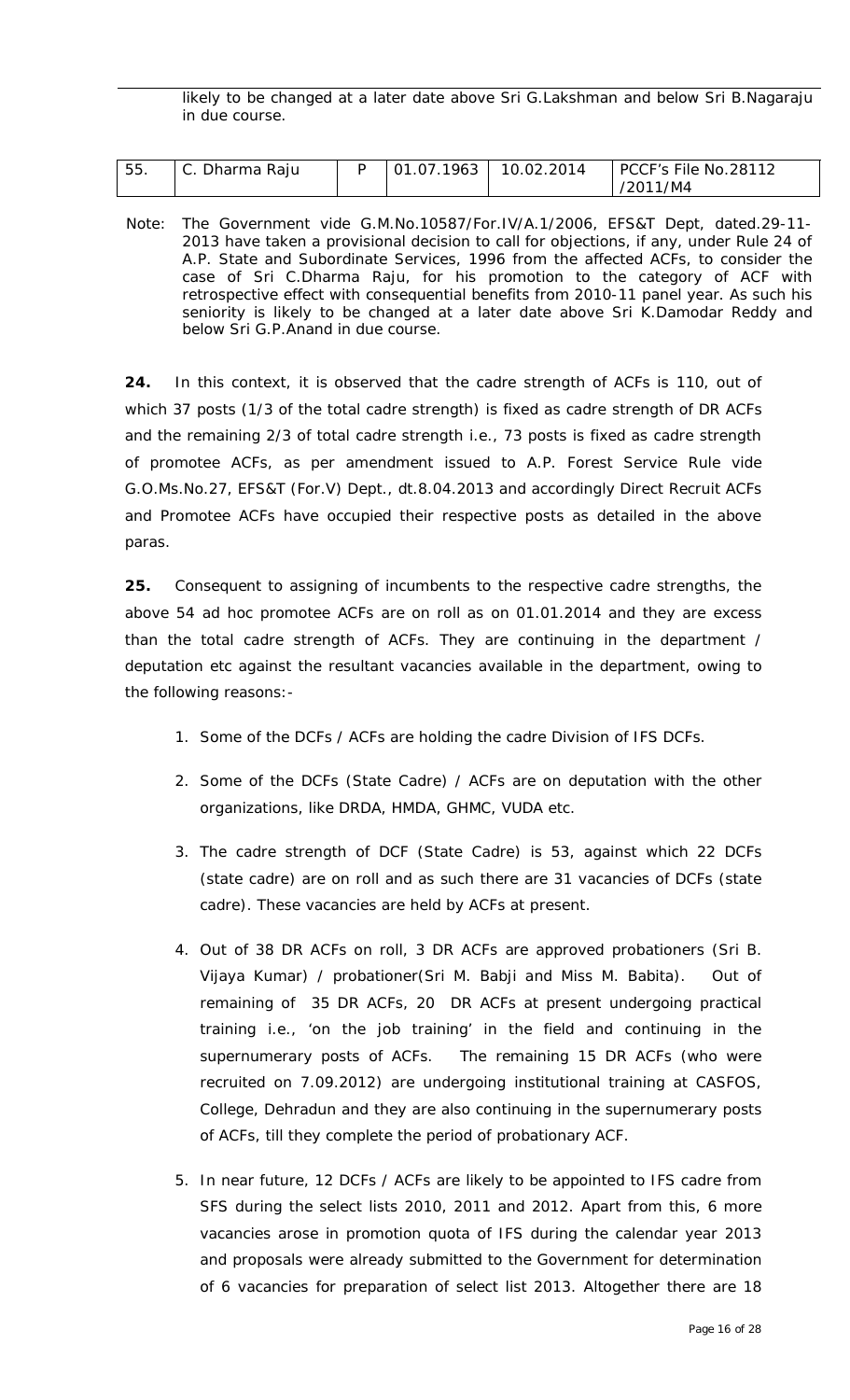likely to be changed at a later date above Sri G.Lakshman and below Sri B.Nagaraju in due course.

| 55. | C. Dharma Raju | P | 01.07.1963 | 10.02.2014 | PCCF's File No.28112 /2011/M4 |
|---|---|---|---|---|---|

Note: The Government vide G.M.No.10587/For.IV/A.1/2006, EFS&T Dept, dated.29-11-2013 have taken a provisional decision to call for objections, if any, under Rule 24 of A.P. State and Subordinate Services, 1996 from the affected ACFs, to consider the case of Sri C.Dharma Raju, for his promotion to the category of ACF with retrospective effect with consequential benefits from 2010-11 panel year. As such his seniority is likely to be changed at a later date above Sri K.Damodar Reddy and below Sri G.P.Anand in due course.

**24.** In this context, it is observed that the cadre strength of ACFs is 110, out of which 37 posts (1/3 of the total cadre strength) is fixed as cadre strength of DR ACFs and the remaining 2/3 of total cadre strength i.e., 73 posts is fixed as cadre strength of promotee ACFs, as per amendment issued to A.P. Forest Service Rule vide G.O.Ms.No.27, EFS&T (For.V) Dept., dt.8.04.2013 and accordingly Direct Recruit ACFs and Promotee ACFs have occupied their respective posts as detailed in the above paras.

**25.** Consequent to assigning of incumbents to the respective cadre strengths, the above 54 ad hoc promotee ACFs are on roll as on 01.01.2014 and they are excess than the total cadre strength of ACFs. They are continuing in the department / deputation etc against the resultant vacancies available in the department, owing to the following reasons:-

1. Some of the DCFs / ACFs are holding the cadre Division of IFS DCFs.
2. Some of the DCFs (State Cadre) / ACFs are on deputation with the other organizations, like DRDA, HMDA, GHMC, VUDA etc.
3. The cadre strength of DCF (State Cadre) is 53, against which 22 DCFs (state cadre) are on roll and as such there are 31 vacancies of DCFs (state cadre). These vacancies are held by ACFs at present.
4. Out of 38 DR ACFs on roll, 3 DR ACFs are approved probationers (Sri B. Vijaya Kumar) / probationer(Sri M. Babji and Miss M. Babita). Out of remaining of 35 DR ACFs, 20 DR ACFs at present undergoing practical training i.e., 'on the job training' in the field and continuing in the supernumerary posts of ACFs. The remaining 15 DR ACFs (who were recruited on 7.09.2012) are undergoing institutional training at CASFOS, College, Dehradun and they are also continuing in the supernumerary posts of ACFs, till they complete the period of probationary ACF.
5. In near future, 12 DCFs / ACFs are likely to be appointed to IFS cadre from SFS during the select lists 2010, 2011 and 2012. Apart from this, 6 more vacancies arose in promotion quota of IFS during the calendar year 2013 and proposals were already submitted to the Government for determination of 6 vacancies for preparation of select list 2013. Altogether there are 18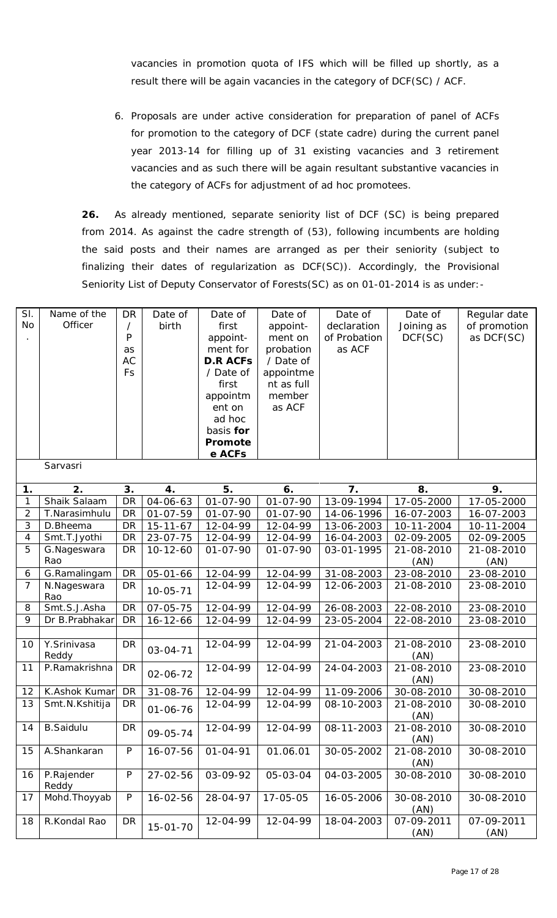vacancies in promotion quota of IFS which will be filled up shortly, as a result there will be again vacancies in the category of DCF(SC) / ACF.

6. Proposals are under active consideration for preparation of panel of ACFs for promotion to the category of DCF (state cadre) during the current panel year 2013-14 for filling up of 31 existing vacancies and 3 retirement vacancies and as such there will be again resultant substantive vacancies in the category of ACFs for adjustment of ad hoc promotees.

**26.** As already mentioned, separate seniority list of DCF (SC) is being prepared from 2014. As against the cadre strength of (53), following incumbents are holding the said posts and their names are arranged as per their seniority (subject to finalizing their dates of regularization as DCF(SC)). Accordingly, the Provisional Seniority List of Deputy Conservator of Forests(SC) as on 01-01-2014 is as under:-

| Sl. No. | Name of the Officer | DR / P as ACFs | Date of birth | Date of first appointment for **D.R ACFs** / Date of first appointment on ad hoc basis **for Promotee ACFs** | Date of appointment on probation / Date of appointment as full member as ACF | Date of declaration of Probation as ACF | Date of Joining as DCF(SC) | Regular date of promotion as DCF(SC) |
|---|---|---|---|---|---|---|---|---|
| | Sarvasri | | | | | | | |
| **1.** | **2.** | **3.** | **4.** | **5.** | **6.** | **7.** | **8.** | **9.** |
| 1 | Shaik Salaam | DR | 04-06-63 | 01-07-90 | 01-07-90 | 13-09-1994 | 17-05-2000 | 17-05-2000 |
| 2 | T.Narasimhulu | DR | 01-07-59 | 01-07-90 | 01-07-90 | 14-06-1996 | 16-07-2003 | 16-07-2003 |
| 3 | D.Bheema | DR | 15-11-67 | 12-04-99 | 12-04-99 | 13-06-2003 | 10-11-2004 | 10-11-2004 |
| 4 | Smt.T.Jyothi | DR | 23-07-75 | 12-04-99 | 12-04-99 | 16-04-2003 | 02-09-2005 | 02-09-2005 |
| 5 | G.Nageswara Rao | DR | 10-12-60 | 01-07-90 | 01-07-90 | 03-01-1995 | 21-08-2010 (AN) | 21-08-2010 (AN) |
| 6 | G.Ramalingam | DR | 05-01-66 | 12-04-99 | 12-04-99 | 31-08-2003 | 23-08-2010 | 23-08-2010 |
| 7 | N.Nageswara Rao | DR | 10-05-71 | 12-04-99 | 12-04-99 | 12-06-2003 | 21-08-2010 | 23-08-2010 |
| 8 | Smt.S.J.Asha | DR | 07-05-75 | 12-04-99 | 12-04-99 | 26-08-2003 | 22-08-2010 | 23-08-2010 |
| 9 | Dr B.Prabhakar | DR | 16-12-66 | 12-04-99 | 12-04-99 | 23-05-2004 | 22-08-2010 | 23-08-2010 |
| 10 | Y.Srinivasa Reddy | DR | 03-04-71 | 12-04-99 | 12-04-99 | 21-04-2003 | 21-08-2010 (AN) | 23-08-2010 |
| 11 | P.Ramakrishna | DR | 02-06-72 | 12-04-99 | 12-04-99 | 24-04-2003 | 21-08-2010 (AN) | 23-08-2010 |
| 12 | K.Ashok Kumar | DR | 31-08-76 | 12-04-99 | 12-04-99 | 11-09-2006 | 30-08-2010 | 30-08-2010 |
| 13 | Smt.N.Kshitija | DR | 01-06-76 | 12-04-99 | 12-04-99 | 08-10-2003 | 21-08-2010 (AN) | 30-08-2010 |
| 14 | B.Saidulu | DR | 09-05-74 | 12-04-99 | 12-04-99 | 08-11-2003 | 21-08-2010 (AN) | 30-08-2010 |
| 15 | A.Shankaran | P | 16-07-56 | 01-04-91 | 01.06.01 | 30-05-2002 | 21-08-2010 (AN) | 30-08-2010 |
| 16 | P.Rajender Reddy | P | 27-02-56 | 03-09-92 | 05-03-04 | 04-03-2005 | 30-08-2010 | 30-08-2010 |
| 17 | Mohd.Thoyyab | P | 16-02-56 | 28-04-97 | 17-05-05 | 16-05-2006 | 30-08-2010 (AN) | 30-08-2010 |
| 18 | R.Kondal Rao | DR | 15-01-70 | 12-04-99 | 12-04-99 | 18-04-2003 | 07-09-2011 (AN) | 07-09-2011 (AN) |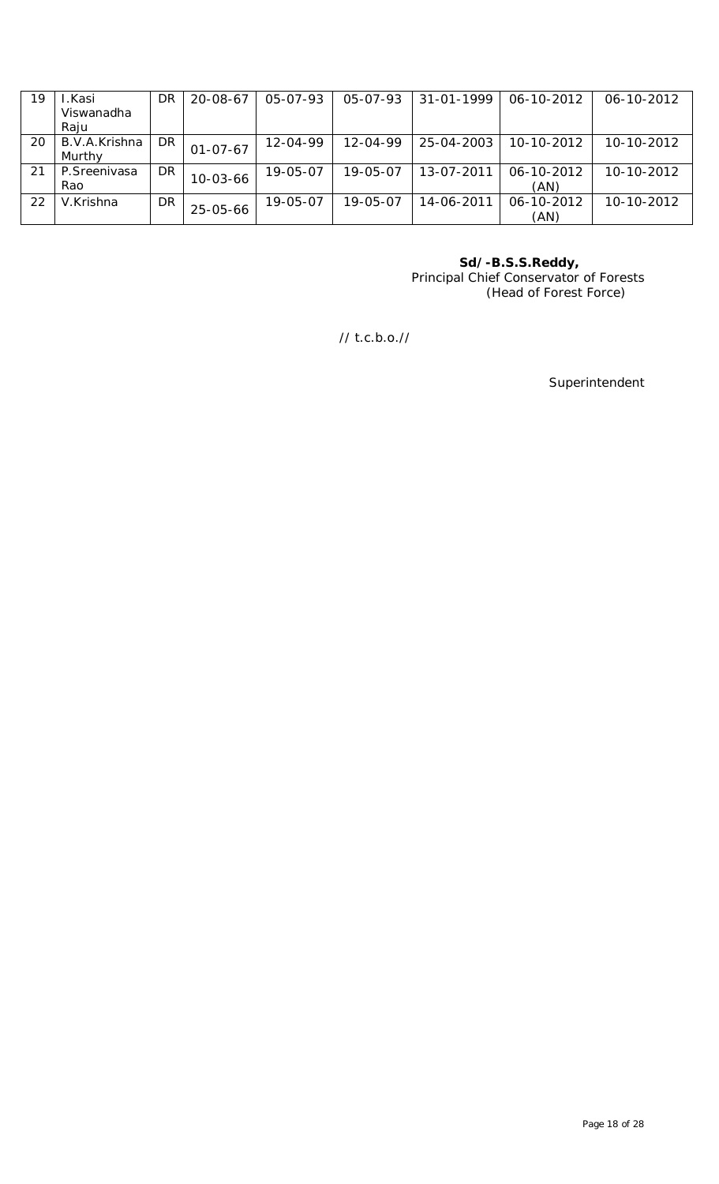| 19 | I.Kasi Viswanadha Raju | DR | 20-08-67 | 05-07-93 | 05-07-93 | 31-01-1999 | 06-10-2012 | 06-10-2012 |
|---|---|---|---|---|---|---|---|---|
| 20 | B.V.A.Krishna Murthy | DR | 01-07-67 | 12-04-99 | 12-04-99 | 25-04-2003 | 10-10-2012 | 10-10-2012 |
| 21 | P.Sreenivasa Rao | DR | 10-03-66 | 19-05-07 | 19-05-07 | 13-07-2011 | 06-10-2012 (AN) | 10-10-2012 |
| 22 | V.Krishna | DR | 25-05-66 | 19-05-07 | 19-05-07 | 14-06-2011 | 06-10-2012 (AN) | 10-10-2012 |

**Sd/-B.S.S.Reddy,**
Principal Chief Conservator of Forests
(Head of Forest Force)

// t.c.b.o.//

Superintendent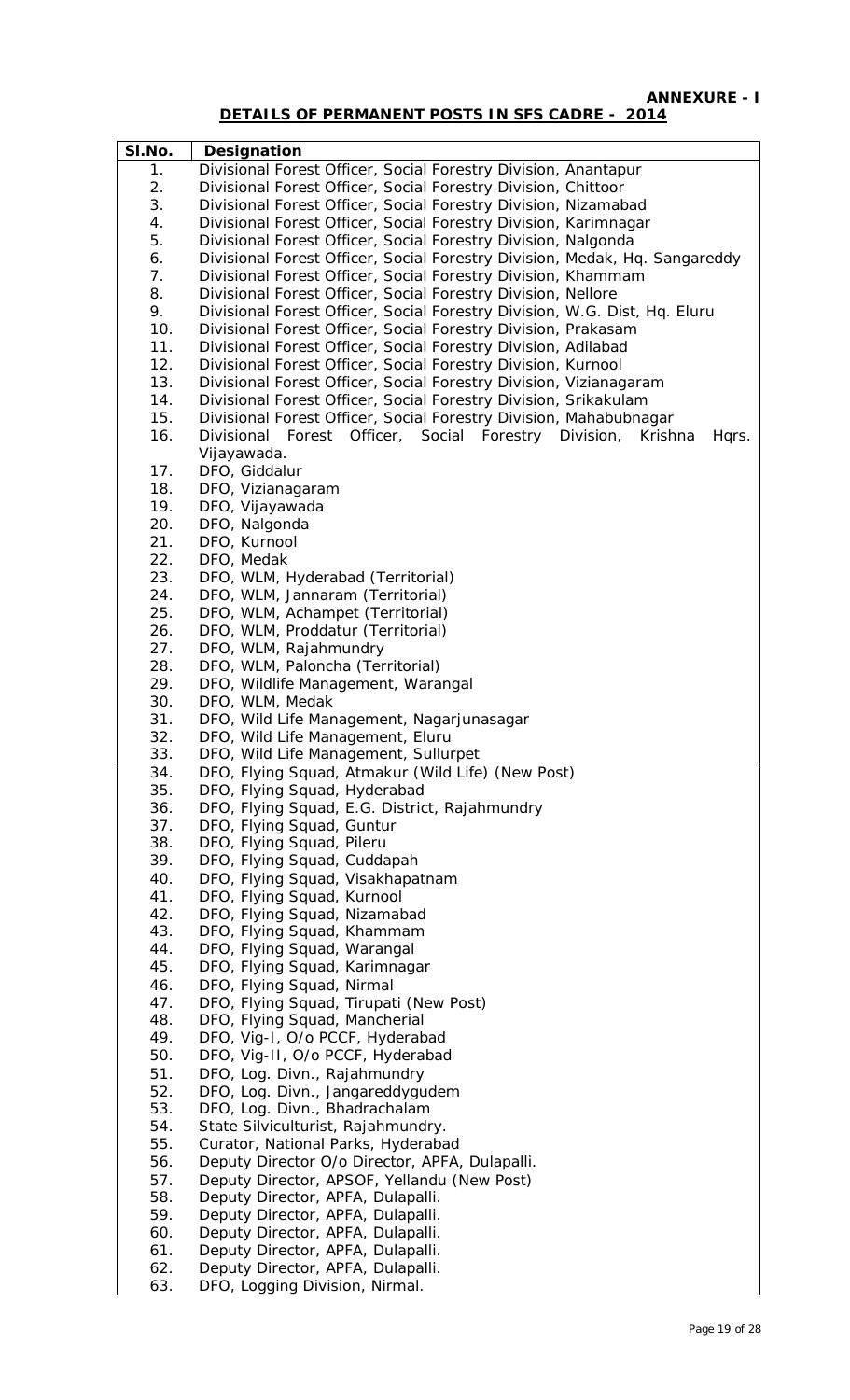**ANNEXURE - I**

## DETAILS OF PERMANENT POSTS IN SFS CADRE - 2014

| Sl.No. | Designation |
|---|---|
| 1. | Divisional Forest Officer, Social Forestry Division, Anantapur |
| 2. | Divisional Forest Officer, Social Forestry Division, Chittoor |
| 3. | Divisional Forest Officer, Social Forestry Division, Nizamabad |
| 4. | Divisional Forest Officer, Social Forestry Division, Karimnagar |
| 5. | Divisional Forest Officer, Social Forestry Division, Nalgonda |
| 6. | Divisional Forest Officer, Social Forestry Division, Medak, Hq. Sangareddy |
| 7. | Divisional Forest Officer, Social Forestry Division, Khammam |
| 8. | Divisional Forest Officer, Social Forestry Division, Nellore |
| 9. | Divisional Forest Officer, Social Forestry Division, W.G. Dist, Hq. Eluru |
| 10. | Divisional Forest Officer, Social Forestry Division, Prakasam |
| 11. | Divisional Forest Officer, Social Forestry Division, Adilabad |
| 12. | Divisional Forest Officer, Social Forestry Division, Kurnool |
| 13. | Divisional Forest Officer, Social Forestry Division, Vizianagaram |
| 14. | Divisional Forest Officer, Social Forestry Division, Srikakulam |
| 15. | Divisional Forest Officer, Social Forestry Division, Mahabubnagar |
| 16. | Divisional Forest Officer, Social Forestry Division, Krishna Hqrs. Vijayawada. |
| 17. | DFO, Giddalur |
| 18. | DFO, Vizianagaram |
| 19. | DFO, Vijayawada |
| 20. | DFO, Nalgonda |
| 21. | DFO, Kurnool |
| 22. | DFO, Medak |
| 23. | DFO, WLM, Hyderabad (Territorial) |
| 24. | DFO, WLM, Jannaram (Territorial) |
| 25. | DFO, WLM, Achampet (Territorial) |
| 26. | DFO, WLM, Proddatur (Territorial) |
| 27. | DFO, WLM, Rajahmundry |
| 28. | DFO, WLM, Paloncha (Territorial) |
| 29. | DFO, Wildlife Management, Warangal |
| 30. | DFO, WLM, Medak |
| 31. | DFO, Wild Life Management, Nagarjunasagar |
| 32. | DFO, Wild Life Management, Eluru |
| 33. | DFO, Wild Life Management, Sullurpet |
| 34. | DFO, Flying Squad, Atmakur (Wild Life) (New Post) |
| 35. | DFO, Flying Squad, Hyderabad |
| 36. | DFO, Flying Squad, E.G. District, Rajahmundry |
| 37. | DFO, Flying Squad, Guntur |
| 38. | DFO, Flying Squad, Pileru |
| 39. | DFO, Flying Squad, Cuddapah |
| 40. | DFO, Flying Squad, Visakhapatnam |
| 41. | DFO, Flying Squad, Kurnool |
| 42. | DFO, Flying Squad, Nizamabad |
| 43. | DFO, Flying Squad, Khammam |
| 44. | DFO, Flying Squad, Warangal |
| 45. | DFO, Flying Squad, Karimnagar |
| 46. | DFO, Flying Squad, Nirmal |
| 47. | DFO, Flying Squad, Tirupati (New Post) |
| 48. | DFO, Flying Squad, Mancherial |
| 49. | DFO, Vig-I, O/o PCCF, Hyderabad |
| 50. | DFO, Vig-II, O/o PCCF, Hyderabad |
| 51. | DFO, Log. Divn., Rajahmundry |
| 52. | DFO, Log. Divn., Jangareddygudem |
| 53. | DFO, Log. Divn., Bhadrachalam |
| 54. | State Silviculturist, Rajahmundry. |
| 55. | Curator, National Parks, Hyderabad |
| 56. | Deputy Director O/o Director, APFA, Dulapalli. |
| 57. | Deputy Director, APSOF, Yellandu (New Post) |
| 58. | Deputy Director, APFA, Dulapalli. |
| 59. | Deputy Director, APFA, Dulapalli. |
| 60. | Deputy Director, APFA, Dulapalli. |
| 61. | Deputy Director, APFA, Dulapalli. |
| 62. | Deputy Director, APFA, Dulapalli. |
| 63. | DFO, Logging Division, Nirmal. |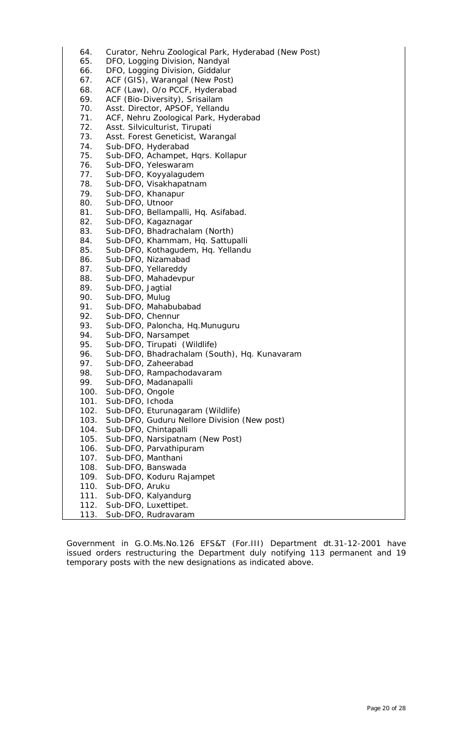64. Curator, Nehru Zoological Park, Hyderabad (New Post)
65. DFO, Logging Division, Nandyal
66. DFO, Logging Division, Giddalur
67. ACF (GIS), Warangal (New Post)
68. ACF (Law), O/o PCCF, Hyderabad
69. ACF (Bio-Diversity), Srisailam
70. Asst. Director, APSOF, Yellandu
71. ACF, Nehru Zoological Park, Hyderabad
72. Asst. Silviculturist, Tirupati
73. Asst. Forest Geneticist, Warangal
74. Sub-DFO, Hyderabad
75. Sub-DFO, Achampet, Hqrs. Kollapur
76. Sub-DFO, Yeleswaram
77. Sub-DFO, Koyyalagudem
78. Sub-DFO, Visakhapatnam
79. Sub-DFO, Khanapur
80. Sub-DFO, Utnoor
81. Sub-DFO, Bellampalli, Hq. Asifabad.
82. Sub-DFO, Kagaznagar
83. Sub-DFO, Bhadrachalam (North)
84. Sub-DFO, Khammam, Hq. Sattupalli
85. Sub-DFO, Kothagudem, Hq. Yellandu
86. Sub-DFO, Nizamabad
87. Sub-DFO, Yellareddy
88. Sub-DFO, Mahadevpur
89. Sub-DFO, Jagtial
90. Sub-DFO, Mulug
91. Sub-DFO, Mahabubabad
92. Sub-DFO, Chennur
93. Sub-DFO, Paloncha, Hq.Munuguru
94. Sub-DFO, Narsampet
95. Sub-DFO, Tirupati (Wildlife)
96. Sub-DFO, Bhadrachalam (South), Hq. Kunavaram
97. Sub-DFO, Zaheerabad
98. Sub-DFO, Rampachodavaram
99. Sub-DFO, Madanapalli
100. Sub-DFO, Ongole
101. Sub-DFO, Ichoda
102. Sub-DFO, Eturunagaram (Wildlife)
103. Sub-DFO, Guduru Nellore Division (New post)
104. Sub-DFO, Chintapalli
105. Sub-DFO, Narsipatnam (New Post)
106. Sub-DFO, Parvathipuram
107. Sub-DFO, Manthani
108. Sub-DFO, Banswada
109. Sub-DFO, Koduru Rajampet
110. Sub-DFO, Aruku
111. Sub-DFO, Kalyandurg
112. Sub-DFO, Luxettipet.
113. Sub-DFO, Rudravaram

Government in G.O.Ms.No.126 EFS&T (For.III) Department dt.31-12-2001 have issued orders restructuring the Department duly notifying 113 permanent and 19 temporary posts with the new designations as indicated above.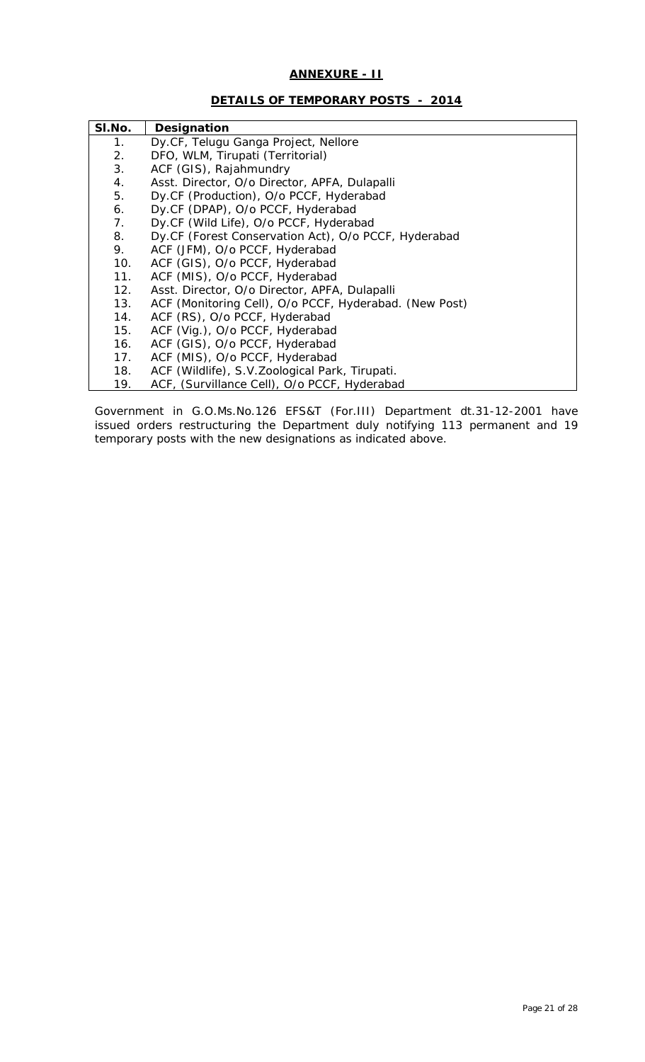## ANNEXURE - II

### DETAILS OF TEMPORARY POSTS - 2014

| Sl.No. | Designation |
|---|---|
| 1. | Dy.CF, Telugu Ganga Project, Nellore |
| 2. | DFO, WLM, Tirupati (Territorial) |
| 3. | ACF (GIS), Rajahmundry |
| 4. | Asst. Director, O/o Director, APFA, Dulapalli |
| 5. | Dy.CF (Production), O/o PCCF, Hyderabad |
| 6. | Dy.CF (DPAP), O/o PCCF, Hyderabad |
| 7. | Dy.CF (Wild Life), O/o PCCF, Hyderabad |
| 8. | Dy.CF (Forest Conservation Act), O/o PCCF, Hyderabad |
| 9. | ACF (JFM), O/o PCCF, Hyderabad |
| 10. | ACF (GIS), O/o PCCF, Hyderabad |
| 11. | ACF (MIS), O/o PCCF, Hyderabad |
| 12. | Asst. Director, O/o Director, APFA, Dulapalli |
| 13. | ACF (Monitoring Cell), O/o PCCF, Hyderabad. (New Post) |
| 14. | ACF (RS), O/o PCCF, Hyderabad |
| 15. | ACF (Vig.), O/o PCCF, Hyderabad |
| 16. | ACF (GIS), O/o PCCF, Hyderabad |
| 17. | ACF (MIS), O/o PCCF, Hyderabad |
| 18. | ACF (Wildlife), S.V.Zoological Park, Tirupati. |
| 19. | ACF, (Survillance Cell), O/o PCCF, Hyderabad |

Government in G.O.Ms.No.126 EFS&T (For.III) Department dt.31-12-2001 have issued orders restructuring the Department duly notifying 113 permanent and 19 temporary posts with the new designations as indicated above.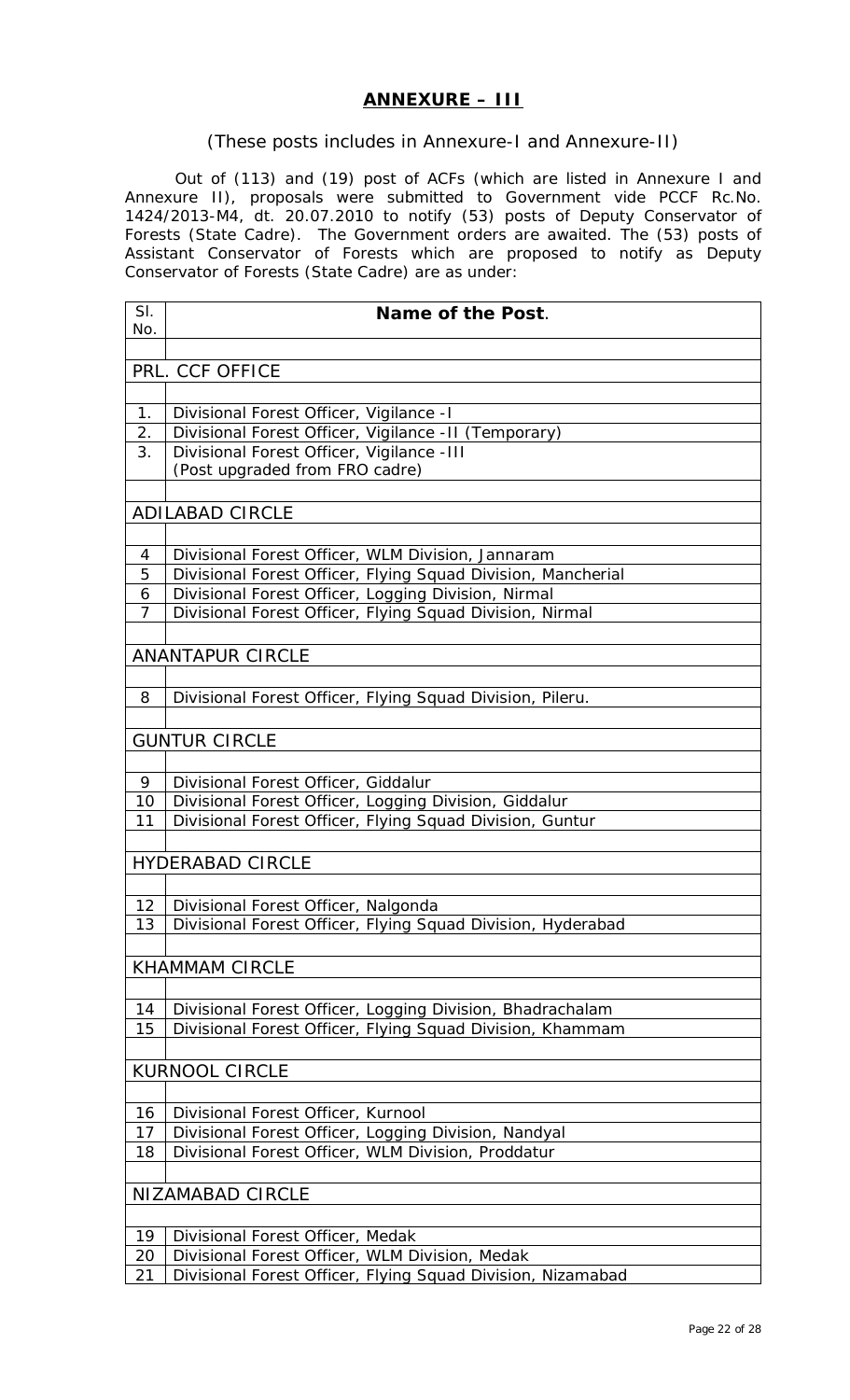## ANNEXURE – III

(These posts includes in Annexure-I and Annexure-II)

Out of (113) and (19) post of ACFs (which are listed in Annexure I and Annexure II), proposals were submitted to Government vide PCCF Rc.No. 1424/2013-M4, dt. 20.07.2010 to notify (53) posts of Deputy Conservator of Forests (State Cadre). The Government orders are awaited. The (53) posts of Assistant Conservator of Forests which are proposed to notify as Deputy Conservator of Forests (State Cadre) are as under:

| Sl. No. | **Name of the Post**. |
|---|---|
| | |
| PRL. CCF OFFICE | |
| | |
| 1. | Divisional Forest Officer, Vigilance -I |
| 2. | Divisional Forest Officer, Vigilance -II (Temporary) |
| 3. | Divisional Forest Officer, Vigilance -III (Post upgraded from FRO cadre) |
| | |
| ADILABAD CIRCLE | |
| | |
| 4 | Divisional Forest Officer, WLM Division, Jannaram |
| 5 | Divisional Forest Officer, Flying Squad Division, Mancherial |
| 6 | Divisional Forest Officer, Logging Division, Nirmal |
| 7 | Divisional Forest Officer, Flying Squad Division, Nirmal |
| | |
| ANANTAPUR CIRCLE | |
| | |
| 8 | Divisional Forest Officer, Flying Squad Division, Pileru. |
| | |
| GUNTUR CIRCLE | |
| | |
| 9 | Divisional Forest Officer, Giddalur |
| 10 | Divisional Forest Officer, Logging Division, Giddalur |
| 11 | Divisional Forest Officer, Flying Squad Division, Guntur |
| | |
| HYDERABAD CIRCLE | |
| | |
| 12 | Divisional Forest Officer, Nalgonda |
| 13 | Divisional Forest Officer, Flying Squad Division, Hyderabad |
| | |
| KHAMMAM CIRCLE | |
| | |
| 14 | Divisional Forest Officer, Logging Division, Bhadrachalam |
| 15 | Divisional Forest Officer, Flying Squad Division, Khammam |
| | |
| KURNOOL CIRCLE | |
| | |
| 16 | Divisional Forest Officer, Kurnool |
| 17 | Divisional Forest Officer, Logging Division, Nandyal |
| 18 | Divisional Forest Officer, WLM Division, Proddatur |
| | |
| NIZAMABAD CIRCLE | |
| | |
| 19 | Divisional Forest Officer, Medak |
| 20 | Divisional Forest Officer, WLM Division, Medak |
| 21 | Divisional Forest Officer, Flying Squad Division, Nizamabad |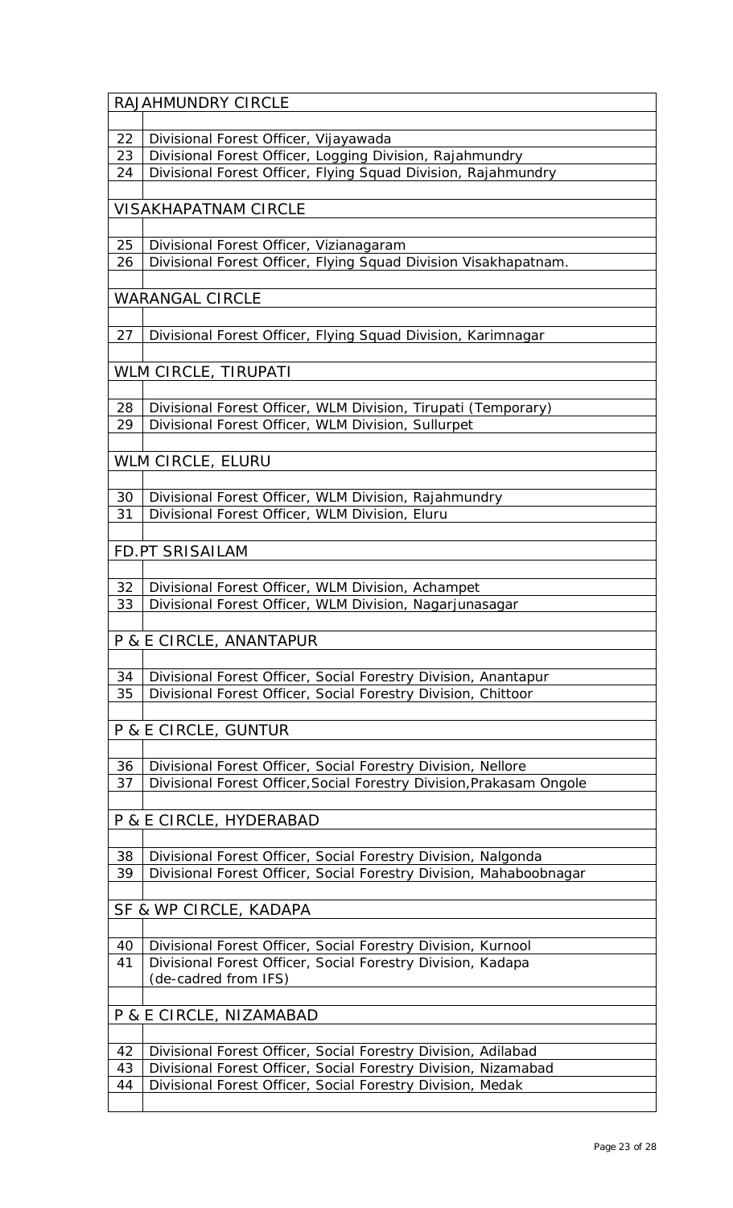| | |
|---|---|
| RAJAHMUNDRY CIRCLE | |
| | |
| 22 | Divisional Forest Officer, Vijayawada |
| 23 | Divisional Forest Officer, Logging Division, Rajahmundry |
| 24 | Divisional Forest Officer, Flying Squad Division, Rajahmundry |
| | |
| VISAKHAPATNAM CIRCLE | |
| | |
| 25 | Divisional Forest Officer, Vizianagaram |
| 26 | Divisional Forest Officer, Flying Squad Division Visakhapatnam. |
| | |
| WARANGAL CIRCLE | |
| | |
| 27 | Divisional Forest Officer, Flying Squad Division, Karimnagar |
| | |
| WLM CIRCLE, TIRUPATI | |
| | |
| 28 | Divisional Forest Officer, WLM Division, Tirupati (Temporary) |
| 29 | Divisional Forest Officer, WLM Division, Sullurpet |
| | |
| WLM CIRCLE, ELURU | |
| | |
| 30 | Divisional Forest Officer, WLM Division, Rajahmundry |
| 31 | Divisional Forest Officer, WLM Division, Eluru |
| | |
| FD.PT SRISAILAM | |
| | |
| 32 | Divisional Forest Officer, WLM Division, Achampet |
| 33 | Divisional Forest Officer, WLM Division, Nagarjunasagar |
| | |
| P & E CIRCLE, ANANTAPUR | |
| | |
| 34 | Divisional Forest Officer, Social Forestry Division, Anantapur |
| 35 | Divisional Forest Officer, Social Forestry Division, Chittoor |
| | |
| P & E CIRCLE, GUNTUR | |
| | |
| 36 | Divisional Forest Officer, Social Forestry Division, Nellore |
| 37 | Divisional Forest Officer,Social Forestry Division,Prakasam Ongole |
| | |
| P & E CIRCLE, HYDERABAD | |
| | |
| 38 | Divisional Forest Officer, Social Forestry Division, Nalgonda |
| 39 | Divisional Forest Officer, Social Forestry Division, Mahaboobnagar |
| | |
| SF & WP CIRCLE, KADAPA | |
| | |
| 40 | Divisional Forest Officer, Social Forestry Division, Kurnool |
| 41 | Divisional Forest Officer, Social Forestry Division, Kadapa (de-cadred from IFS) |
| | |
| P & E CIRCLE, NIZAMABAD | |
| | |
| 42 | Divisional Forest Officer, Social Forestry Division, Adilabad |
| 43 | Divisional Forest Officer, Social Forestry Division, Nizamabad |
| 44 | Divisional Forest Officer, Social Forestry Division, Medak |
| | |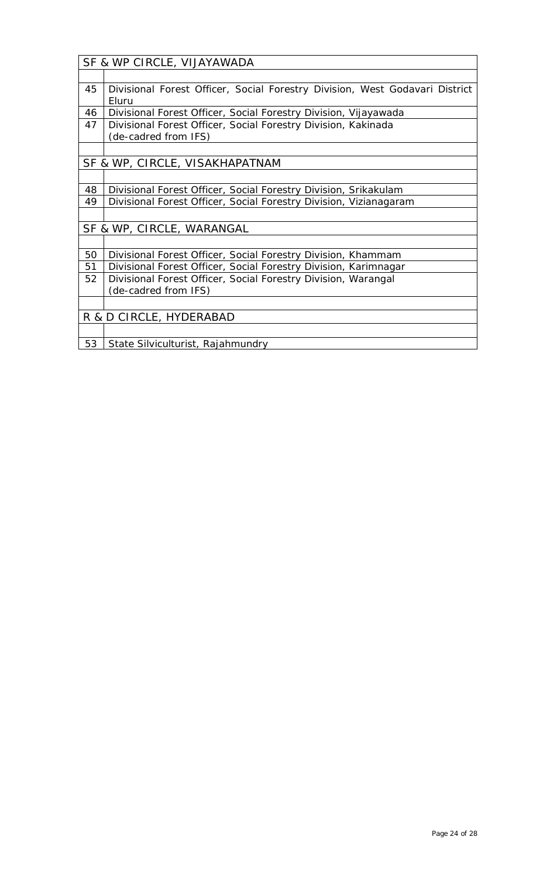| | |
|---|---|
| SF & WP CIRCLE, VIJAYAWADA | |
| | |
| 45 | Divisional Forest Officer, Social Forestry Division, West Godavari District Eluru |
| 46 | Divisional Forest Officer, Social Forestry Division, Vijayawada |
| 47 | Divisional Forest Officer, Social Forestry Division, Kakinada (de-cadred from IFS) |
| | |
| SF & WP, CIRCLE, VISAKHAPATNAM | |
| | |
| 48 | Divisional Forest Officer, Social Forestry Division, Srikakulam |
| 49 | Divisional Forest Officer, Social Forestry Division, Vizianagaram |
| | |
| SF & WP, CIRCLE, WARANGAL | |
| | |
| 50 | Divisional Forest Officer, Social Forestry Division, Khammam |
| 51 | Divisional Forest Officer, Social Forestry Division, Karimnagar |
| 52 | Divisional Forest Officer, Social Forestry Division, Warangal (de-cadred from IFS) |
| | |
| R & D CIRCLE, HYDERABAD | |
| | |
| 53 | State Silviculturist, Rajahmundry |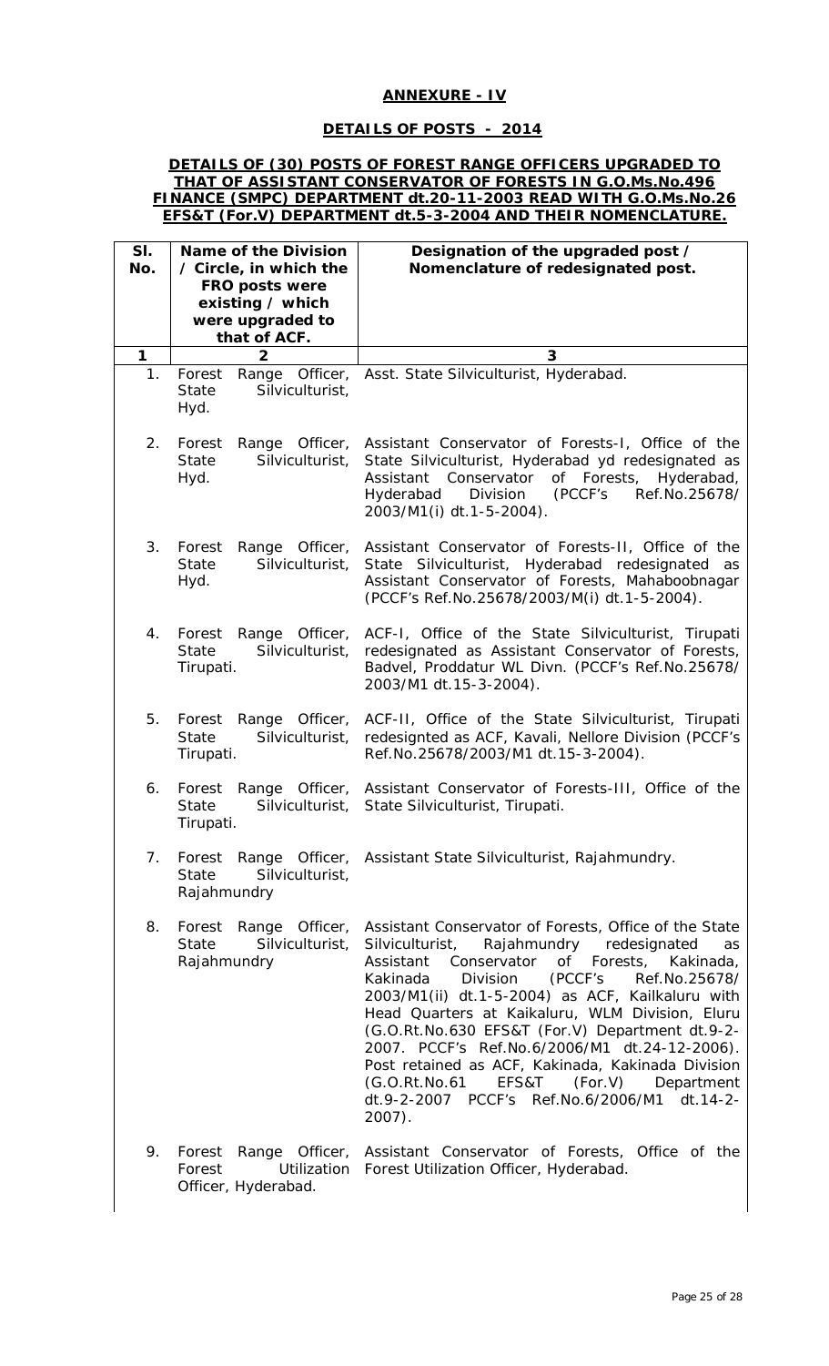## ANNEXURE - IV

## DETAILS OF POSTS - 2014

**DETAILS OF (30) POSTS OF FOREST RANGE OFFICERS UPGRADED TO THAT OF ASSISTANT CONSERVATOR OF FORESTS IN G.O.Ms.No.496 FINANCE (SMPC) DEPARTMENT dt.20-11-2003 READ WITH G.O.Ms.No.26 EFS&T (For.V) DEPARTMENT dt.5-3-2004 AND THEIR NOMENCLATURE.**

| Sl. No. | Name of the Division / Circle, in which the FRO posts were existing / which were upgraded to that of ACF. | Designation of the upgraded post / Nomenclature of redesignated post. |
|---|---|---|
| 1 | 2 | 3 |
| 1. | Forest Range Officer, State Silviculturist, Hyd. | Asst. State Silviculturist, Hyderabad. |
| 2. | Forest Range Officer, State Silviculturist, Hyd. | Assistant Conservator of Forests-I, Office of the State Silviculturist, Hyderabad yd redesignated as Assistant Conservator of Forests, Hyderabad, Hyderabad Division (PCCF's Ref.No.25678/ 2003/M1(i) dt.1-5-2004). |
| 3. | Forest Range Officer, State Silviculturist, Hyd. | Assistant Conservator of Forests-II, Office of the State Silviculturist, Hyderabad redesignated as Assistant Conservator of Forests, Mahaboobnagar (PCCF's Ref.No.25678/2003/M(i) dt.1-5-2004). |
| 4. | Forest Range Officer, State Silviculturist, Tirupati. | ACF-I, Office of the State Silviculturist, Tirupati redesignated as Assistant Conservator of Forests, Badvel, Proddatur WL Divn. (PCCF's Ref.No.25678/ 2003/M1 dt.15-3-2004). |
| 5. | Forest Range Officer, State Silviculturist, Tirupati. | ACF-II, Office of the State Silviculturist, Tirupati redesignted as ACF, Kavali, Nellore Division (PCCF's Ref.No.25678/2003/M1 dt.15-3-2004). |
| 6. | Forest Range Officer, State Silviculturist, Tirupati. | Assistant Conservator of Forests-III, Office of the State Silviculturist, Tirupati. |
| 7. | Forest Range Officer, State Silviculturist, Rajahmundry | Assistant State Silviculturist, Rajahmundry. |
| 8. | Forest Range Officer, State Silviculturist, Rajahmundry | Assistant Conservator of Forests, Office of the State Silviculturist, Rajahmundry redesignated as Assistant Conservator of Forests, Kakinada, Kakinada Division (PCCF's Ref.No.25678/ 2003/M1(ii) dt.1-5-2004) as ACF, Kailkaluru with Head Quarters at Kaikaluru, WLM Division, Eluru (G.O.Rt.No.630 EFS&T (For.V) Department dt.9-2-2007. PCCF's Ref.No.6/2006/M1 dt.24-12-2006). Post retained as ACF, Kakinada, Kakinada Division (G.O.Rt.No.61 EFS&T (For.V) Department dt.9-2-2007 PCCF's Ref.No.6/2006/M1 dt.14-2-2007). |
| 9. | Forest Range Officer, Forest Utilization Officer, Hyderabad. | Assistant Conservator of Forests, Office of the Forest Utilization Officer, Hyderabad. |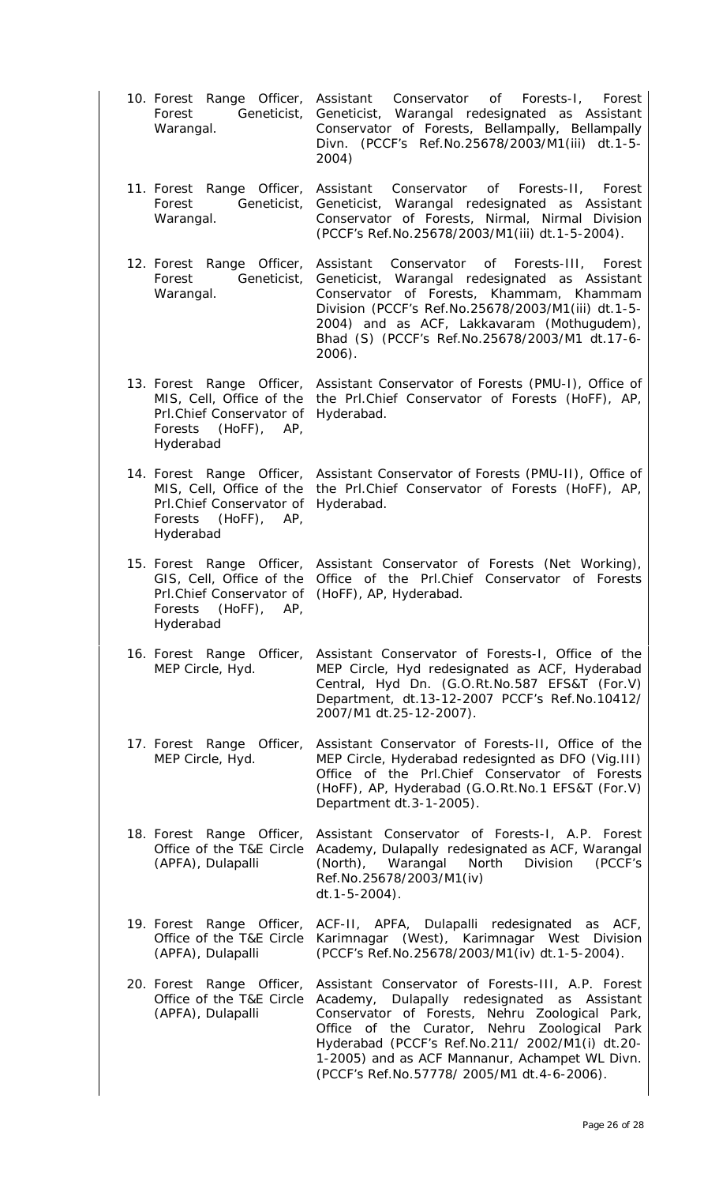| | |
|---|---|
| 10. Forest Range Officer, Forest Geneticist, Warangal. | Assistant Conservator of Forests-I, Forest Geneticist, Warangal redesignated as Assistant Conservator of Forests, Bellampally, Bellampally Divn. (PCCF's Ref.No.25678/2003/M1(iii) dt.1-5-2004) |
| 11. Forest Range Officer, Forest Geneticist, Warangal. | Assistant Conservator of Forests-II, Forest Geneticist, Warangal redesignated as Assistant Conservator of Forests, Nirmal, Nirmal Division (PCCF's Ref.No.25678/2003/M1(iii) dt.1-5-2004). |
| 12. Forest Range Officer, Forest Geneticist, Warangal. | Assistant Conservator of Forests-III, Forest Geneticist, Warangal redesignated as Assistant Conservator of Forests, Khammam, Khammam Division (PCCF's Ref.No.25678/2003/M1(iii) dt.1-5-2004) and as ACF, Lakkavaram (Mothugudem), Bhad (S) (PCCF's Ref.No.25678/2003/M1 dt.17-6-2006). |
| 13. Forest Range Officer, MIS, Cell, Office of the Prl.Chief Conservator of Forests (HoFF), AP, Hyderabad | Assistant Conservator of Forests (PMU-I), Office of the Prl.Chief Conservator of Forests (HoFF), AP, Hyderabad. |
| 14. Forest Range Officer, MIS, Cell, Office of the Prl.Chief Conservator of Forests (HoFF), AP, Hyderabad | Assistant Conservator of Forests (PMU-II), Office of the Prl.Chief Conservator of Forests (HoFF), AP, Hyderabad. |
| 15. Forest Range Officer, GIS, Cell, Office of the Prl.Chief Conservator of Forests (HoFF), AP, Hyderabad | Assistant Conservator of Forests (Net Working), Office of the Prl.Chief Conservator of Forests (HoFF), AP, Hyderabad. |
| 16. Forest Range Officer, MEP Circle, Hyd. | Assistant Conservator of Forests-I, Office of the MEP Circle, Hyd redesignated as ACF, Hyderabad Central, Hyd Dn. (G.O.Rt.No.587 EFS&T (For.V) Department, dt.13-12-2007 PCCF's Ref.No.10412/ 2007/M1 dt.25-12-2007). |
| 17. Forest Range Officer, MEP Circle, Hyd. | Assistant Conservator of Forests-II, Office of the MEP Circle, Hyderabad redesignted as DFO (Vig.III) Office of the Prl.Chief Conservator of Forests (HoFF), AP, Hyderabad (G.O.Rt.No.1 EFS&T (For.V) Department dt.3-1-2005). |
| 18. Forest Range Officer, Office of the T&E Circle (APFA), Dulapalli | Assistant Conservator of Forests-I, A.P. Forest Academy, Dulapally redesignated as ACF, Warangal (North), Warangal North Division (PCCF's Ref.No.25678/2003/M1(iv) dt.1-5-2004). |
| 19. Forest Range Officer, Office of the T&E Circle (APFA), Dulapalli | ACF-II, APFA, Dulapalli redesignated as ACF, Karimnagar (West), Karimnagar West Division (PCCF's Ref.No.25678/2003/M1(iv) dt.1-5-2004). |
| 20. Forest Range Officer, Office of the T&E Circle (APFA), Dulapalli | Assistant Conservator of Forests-III, A.P. Forest Academy, Dulapally redesignated as Assistant Conservator of Forests, Nehru Zoological Park, Office of the Curator, Nehru Zoological Park Hyderabad (PCCF's Ref.No.211/ 2002/M1(i) dt.20-1-2005) and as ACF Mannanur, Achampet WL Divn. (PCCF's Ref.No.57778/ 2005/M1 dt.4-6-2006). |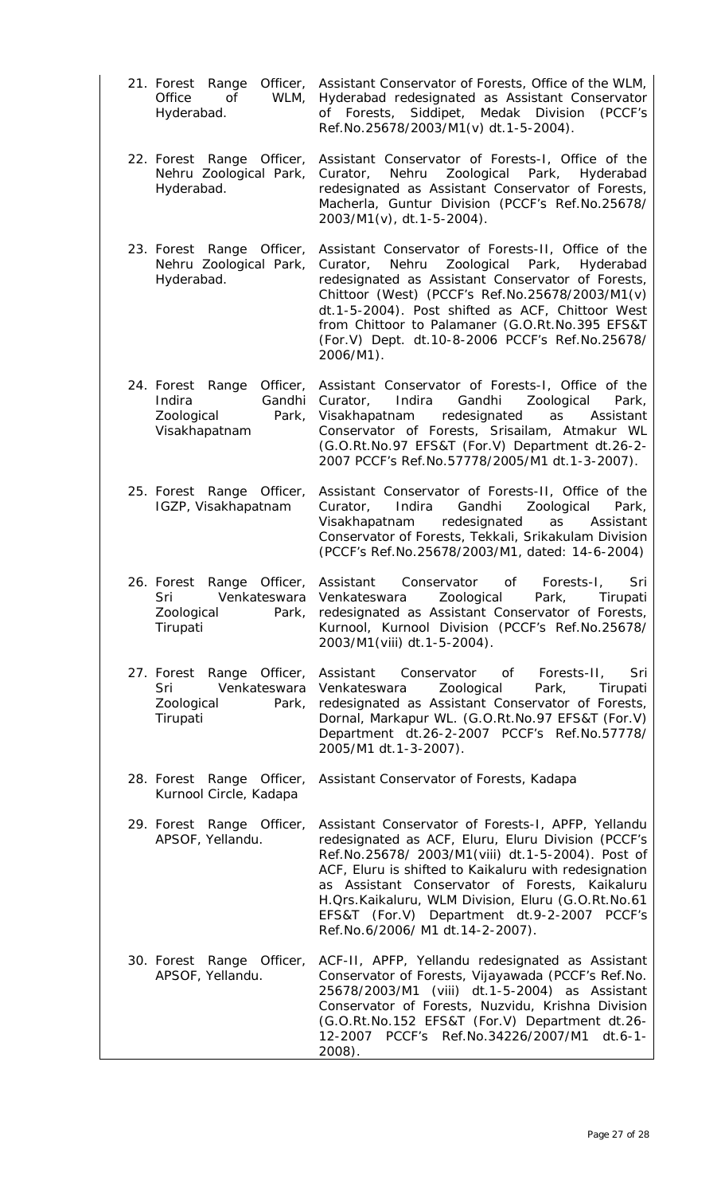| | |
|---|---|
| 21. Forest Range Officer, Office of WLM, Hyderabad. | Assistant Conservator of Forests, Office of the WLM, Hyderabad redesignated as Assistant Conservator of Forests, Siddipet, Medak Division (PCCF's Ref.No.25678/2003/M1(v) dt.1-5-2004). |
| 22. Forest Range Officer, Nehru Zoological Park, Hyderabad. | Assistant Conservator of Forests-I, Office of the Curator, Nehru Zoological Park, Hyderabad redesignated as Assistant Conservator of Forests, Macherla, Guntur Division (PCCF's Ref.No.25678/2003/M1(v), dt.1-5-2004). |
| 23. Forest Range Officer, Nehru Zoological Park, Hyderabad. | Assistant Conservator of Forests-II, Office of the Curator, Nehru Zoological Park, Hyderabad redesignated as Assistant Conservator of Forests, Chittoor (West) (PCCF's Ref.No.25678/2003/M1(v) dt.1-5-2004). Post shifted as ACF, Chittoor West from Chittoor to Palamaner (G.O.Rt.No.395 EFS&T (For.V) Dept. dt.10-8-2006 PCCF's Ref.No.25678/2006/M1). |
| 24. Forest Range Officer, Indira Gandhi Zoological Park, Visakhapatnam | Assistant Conservator of Forests-I, Office of the Curator, Indira Gandhi Zoological Park, Visakhapatnam redesignated as Assistant Conservator of Forests, Srisailam, Atmakur WL (G.O.Rt.No.97 EFS&T (For.V) Department dt.26-2-2007 PCCF's Ref.No.57778/2005/M1 dt.1-3-2007). |
| 25. Forest Range Officer, IGZP, Visakhapatnam | Assistant Conservator of Forests-II, Office of the Curator, Indira Gandhi Zoological Park, Visakhapatnam redesignated as Assistant Conservator of Forests, Tekkali, Srikakulam Division (PCCF's Ref.No.25678/2003/M1, dated: 14-6-2004) |
| 26. Forest Range Officer, Sri Venkateswara Zoological Park, Tirupati | Assistant Conservator of Forests-I, Sri Venkateswara Zoological Park, Tirupati redesignated as Assistant Conservator of Forests, Kurnool, Kurnool Division (PCCF's Ref.No.25678/2003/M1(viii) dt.1-5-2004). |
| 27. Forest Range Officer, Sri Venkateswara Zoological Park, Tirupati | Assistant Conservator of Forests-II, Sri Venkateswara Zoological Park, Tirupati redesignated as Assistant Conservator of Forests, Dornal, Markapur WL. (G.O.Rt.No.97 EFS&T (For.V) Department dt.26-2-2007 PCCF's Ref.No.57778/2005/M1 dt.1-3-2007). |
| 28. Forest Range Officer, Kurnool Circle, Kadapa | Assistant Conservator of Forests, Kadapa |
| 29. Forest Range Officer, APSOF, Yellandu. | Assistant Conservator of Forests-I, APFP, Yellandu redesignated as ACF, Eluru, Eluru Division (PCCF's Ref.No.25678/ 2003/M1(viii) dt.1-5-2004). Post of ACF, Eluru is shifted to Kaikaluru with redesignation as Assistant Conservator of Forests, Kaikaluru H.Qrs.Kaikaluru, WLM Division, Eluru (G.O.Rt.No.61 EFS&T (For.V) Department dt.9-2-2007 PCCF's Ref.No.6/2006/ M1 dt.14-2-2007). |
| 30. Forest Range Officer, APSOF, Yellandu. | ACF-II, APFP, Yellandu redesignated as Assistant Conservator of Forests, Vijayawada (PCCF's Ref.No. 25678/2003/M1 (viii) dt.1-5-2004) as Assistant Conservator of Forests, Nuzvidu, Krishna Division (G.O.Rt.No.152 EFS&T (For.V) Department dt.26-12-2007 PCCF's Ref.No.34226/2007/M1 dt.6-1-2008). |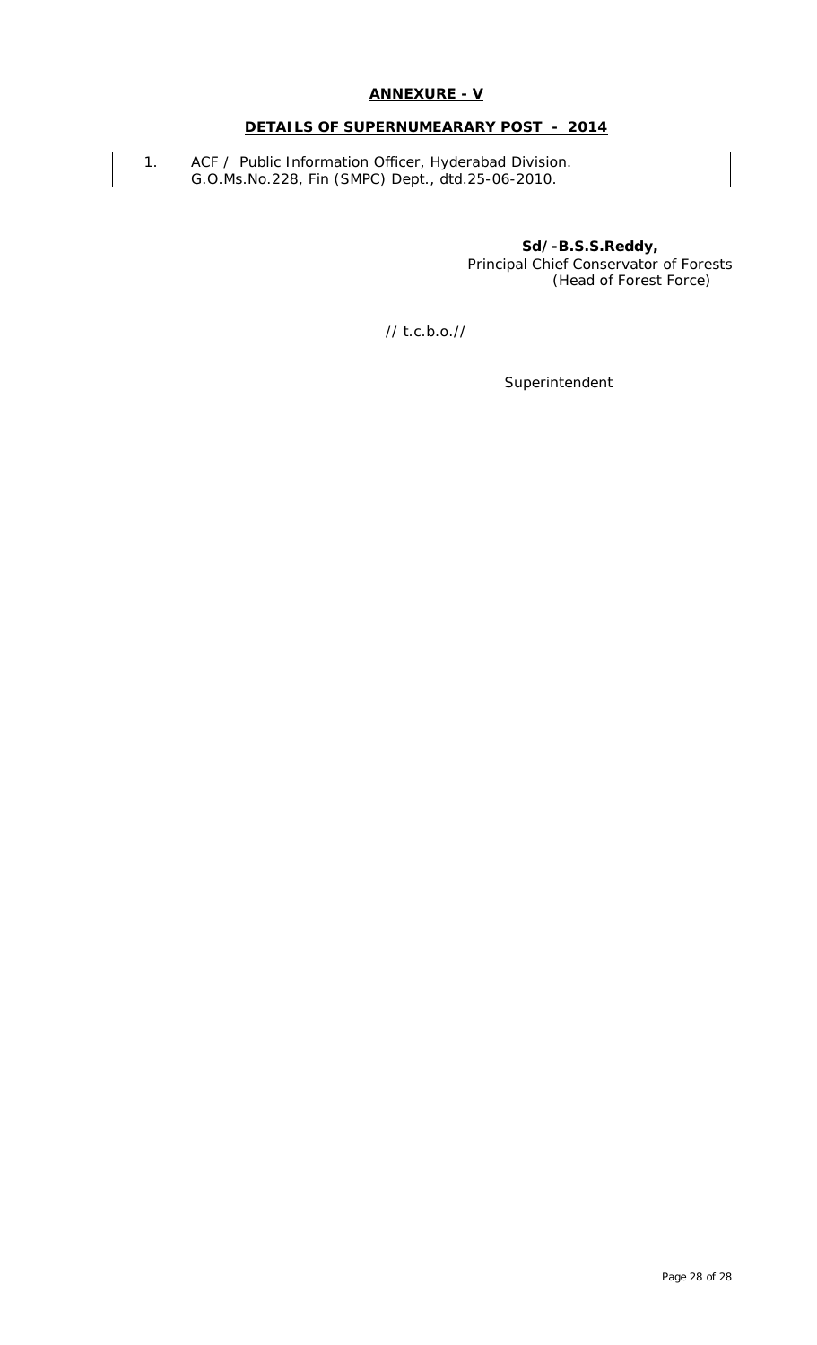## ANNEXURE - V

## DETAILS OF SUPERNUMEARARY POST - 2014

1. ACF / Public Information Officer, Hyderabad Division.
   G.O.Ms.No.228, Fin (SMPC) Dept., dtd.25-06-2010.

**Sd/-B.S.S.Reddy,**
Principal Chief Conservator of Forests
(Head of Forest Force)

// t.c.b.o.//

Superintendent